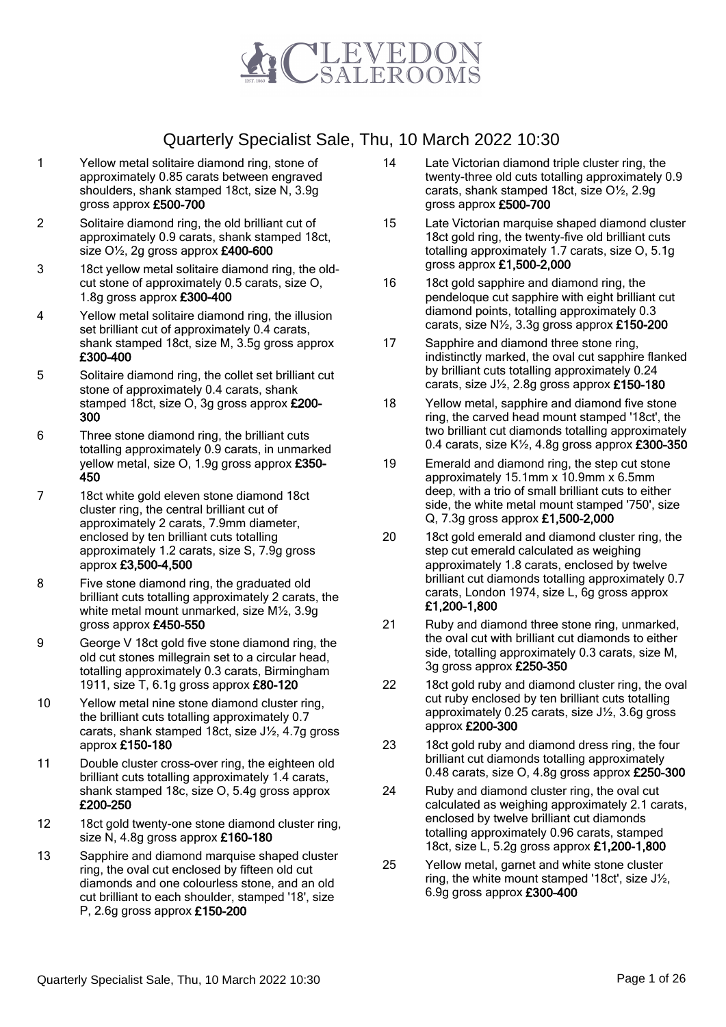# CLEVEDON SALEROOMS

EST. 1860

## Quarterly Specialist Sale, Thu, 10 March 2022 10:30

1. Yellow metal solitaire diamond ring, stone of approximately 0.85 carats between engraved shoulders, shank stamped 18ct, size N, 3.9g gross approx **£500-700**

2. Solitaire diamond ring, the old brilliant cut of approximately 0.9 carats, shank stamped 18ct, size O½, 2g gross approx **£400-600**

3. 18ct yellow metal solitaire diamond ring, the old-cut stone of approximately 0.5 carats, size O, 1.8g gross approx **£300-400**

4. Yellow metal solitaire diamond ring, the illusion set brilliant cut of approximately 0.4 carats, shank stamped 18ct, size M, 3.5g gross approx **£300-400**

5. Solitaire diamond ring, the collet set brilliant cut stone of approximately 0.4 carats, shank stamped 18ct, size O, 3g gross approx **£200-300**

6. Three stone diamond ring, the brilliant cuts totalling approximately 0.9 carats, in unmarked yellow metal, size O, 1.9g gross approx **£350-450**

7. 18ct white gold eleven stone diamond 18ct cluster ring, the central brilliant cut of approximately 2 carats, 7.9mm diameter, enclosed by ten brilliant cuts totalling approximately 1.2 carats, size S, 7.9g gross approx **£3,500-4,500**

8. Five stone diamond ring, the graduated old brilliant cuts totalling approximately 2 carats, the white metal mount unmarked, size M½, 3.9g gross approx **£450-550**

9. George V 18ct gold five stone diamond ring, the old cut stones millegrain set to a circular head, totalling approximately 0.3 carats, Birmingham 1911, size T, 6.1g gross approx **£80-120**

10. Yellow metal nine stone diamond cluster ring, the brilliant cuts totalling approximately 0.7 carats, shank stamped 18ct, size J½, 4.7g gross approx **£150-180**

11. Double cluster cross-over ring, the eighteen old brilliant cuts totalling approximately 1.4 carats, shank stamped 18c, size O, 5.4g gross approx **£200-250**

12. 18ct gold twenty-one stone diamond cluster ring, size N, 4.8g gross approx **£160-180**

13. Sapphire and diamond marquise shaped cluster ring, the oval cut enclosed by fifteen old cut diamonds and one colourless stone, and an old cut brilliant to each shoulder, stamped '18', size P, 2.6g gross approx **£150-200**

14. Late Victorian diamond triple cluster ring, the twenty-three old cuts totalling approximately 0.9 carats, shank stamped 18ct, size O½, 2.9g gross approx **£500-700**

15. Late Victorian marquise shaped diamond cluster 18ct gold ring, the twenty-five old brilliant cuts totalling approximately 1.7 carats, size O, 5.1g gross approx **£1,500-2,000**

16. 18ct gold sapphire and diamond ring, the pendeloque cut sapphire with eight brilliant cut diamond points, totalling approximately 0.3 carats, size N½, 3.3g gross approx **£150-200**

17. Sapphire and diamond three stone ring, indistinctly marked, the oval cut sapphire flanked by brilliant cuts totalling approximately 0.24 carats, size J½, 2.8g gross approx **£150-180**

18. Yellow metal, sapphire and diamond five stone ring, the carved head mount stamped '18ct', the two brilliant cut diamonds totalling approximately 0.4 carats, size K½, 4.8g gross approx **£300-350**

19. Emerald and diamond ring, the step cut stone approximately 15.1mm x 10.9mm x 6.5mm deep, with a trio of small brilliant cuts to either side, the white metal mount stamped '750', size Q, 7.3g gross approx **£1,500-2,000**

20. 18ct gold emerald and diamond cluster ring, the step cut emerald calculated as weighing approximately 1.8 carats, enclosed by twelve brilliant cut diamonds totalling approximately 0.7 carats, London 1974, size L, 6g gross approx **£1,200-1,800**

21. Ruby and diamond three stone ring, unmarked, the oval cut with brilliant cut diamonds to either side, totalling approximately 0.3 carats, size M, 3g gross approx **£250-350**

22. 18ct gold ruby and diamond cluster ring, the oval cut ruby enclosed by ten brilliant cuts totalling approximately 0.25 carats, size J½, 3.6g gross approx **£200-300**

23. 18ct gold ruby and diamond dress ring, the four brilliant cut diamonds totalling approximately 0.48 carats, size O, 4.8g gross approx **£250-300**

24. Ruby and diamond cluster ring, the oval cut calculated as weighing approximately 2.1 carats, enclosed by twelve brilliant cut diamonds totalling approximately 0.96 carats, stamped 18ct, size L, 5.2g gross approx **£1,200-1,800**

25. Yellow metal, garnet and white stone cluster ring, the white mount stamped '18ct', size J½, 6.9g gross approx **£300-400**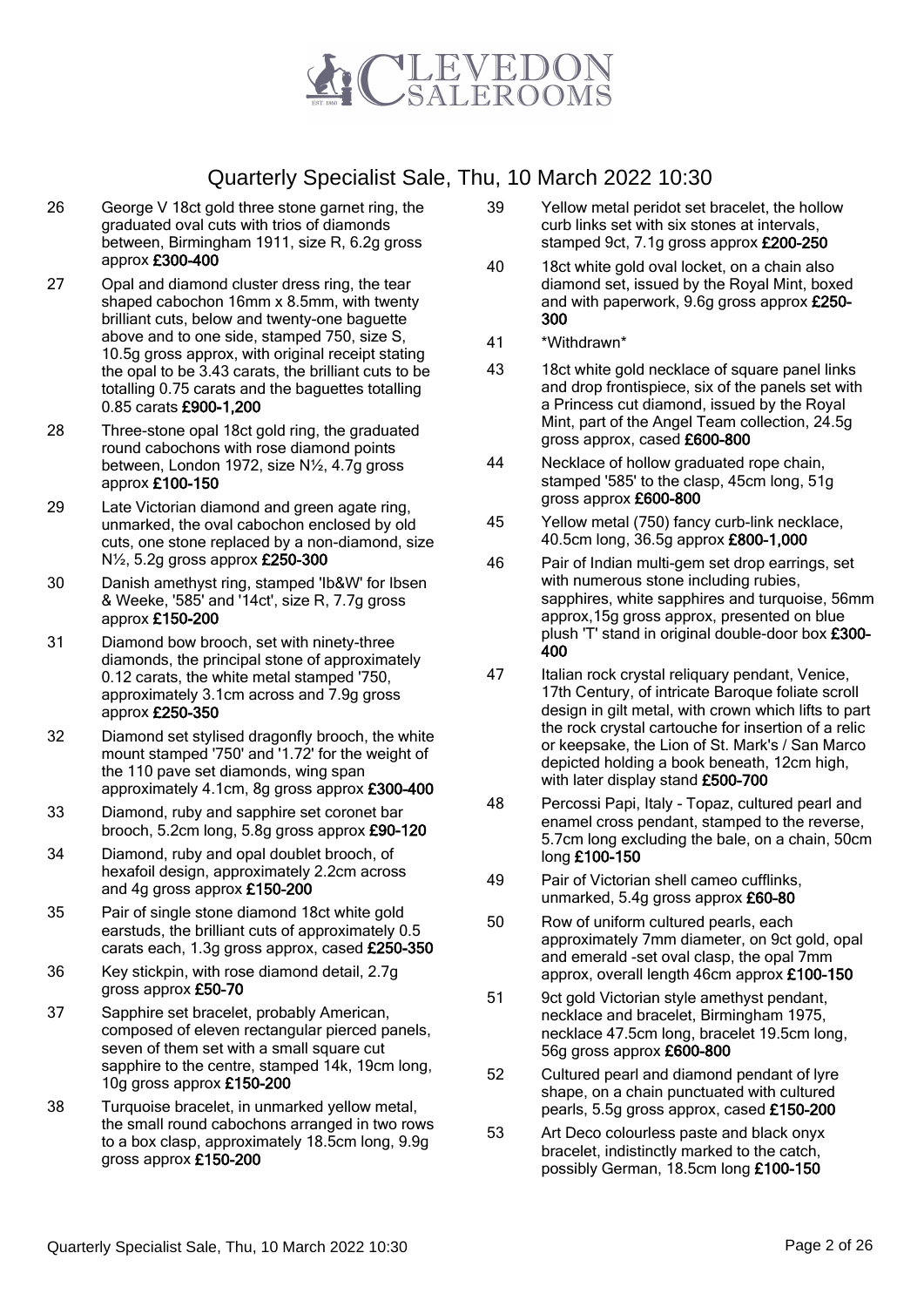# Quarterly Specialist Sale, Thu, 10 March 2022 10:30

26 George V 18ct gold three stone garnet ring, the graduated oval cuts with trios of diamonds between, Birmingham 1911, size R, 6.2g gross approx **£300-400**

27 Opal and diamond cluster dress ring, the tear shaped cabochon 16mm x 8.5mm, with twenty brilliant cuts, below and twenty-one baguette above and to one side, stamped 750, size S, 10.5g gross approx, with original receipt stating the opal to be 3.43 carats, the brilliant cuts to be totalling 0.75 carats and the baguettes totalling 0.85 carats **£900-1,200**

28 Three-stone opal 18ct gold ring, the graduated round cabochons with rose diamond points between, London 1972, size N½, 4.7g gross approx **£100-150**

29 Late Victorian diamond and green agate ring, unmarked, the oval cabochon enclosed by old cuts, one stone replaced by a non-diamond, size N½, 5.2g gross approx **£250-300**

30 Danish amethyst ring, stamped 'Ib&W' for Ibsen & Weeke, '585' and '14ct', size R, 7.7g gross approx **£150-200**

31 Diamond bow brooch, set with ninety-three diamonds, the principal stone of approximately 0.12 carats, the white metal stamped '750, approximately 3.1cm across and 7.9g gross approx **£250-350**

32 Diamond set stylised dragonfly brooch, the white mount stamped '750' and '1.72' for the weight of the 110 pave set diamonds, wing span approximately 4.1cm, 8g gross approx **£300-400**

33 Diamond, ruby and sapphire set coronet bar brooch, 5.2cm long, 5.8g gross approx **£90-120**

34 Diamond, ruby and opal doublet brooch, of hexafoil design, approximately 2.2cm across and 4g gross approx **£150-200**

35 Pair of single stone diamond 18ct white gold earstuds, the brilliant cuts of approximately 0.5 carats each, 1.3g gross approx, cased **£250-350**

36 Key stickpin, with rose diamond detail, 2.7g gross approx **£50-70**

37 Sapphire set bracelet, probably American, composed of eleven rectangular pierced panels, seven of them set with a small square cut sapphire to the centre, stamped 14k, 19cm long, 10g gross approx **£150-200**

38 Turquoise bracelet, in unmarked yellow metal, the small round cabochons arranged in two rows to a box clasp, approximately 18.5cm long, 9.9g gross approx **£150-200**

39 Yellow metal peridot set bracelet, the hollow curb links set with six stones at intervals, stamped 9ct, 7.1g gross approx **£200-250**

40 18ct white gold oval locket, on a chain also diamond set, issued by the Royal Mint, boxed and with paperwork, 9.6g gross approx **£250-300**

41 *Withdrawn*

43 18ct white gold necklace of square panel links and drop frontispiece, six of the panels set with a Princess cut diamond, issued by the Royal Mint, part of the Angel Team collection, 24.5g gross approx, cased **£600-800**

44 Necklace of hollow graduated rope chain, stamped '585' to the clasp, 45cm long, 51g gross approx **£600-800**

45 Yellow metal (750) fancy curb-link necklace, 40.5cm long, 36.5g approx **£800-1,000**

46 Pair of Indian multi-gem set drop earrings, set with numerous stone including rubies, sapphires, white sapphires and turquoise, 56mm approx,15g gross approx, presented on blue plush 'T' stand in original double-door box **£300-400**

47 Italian rock crystal reliquary pendant, Venice, 17th Century, of intricate Baroque foliate scroll design in gilt metal, with crown which lifts to part the rock crystal cartouche for insertion of a relic or keepsake, the Lion of St. Mark's / San Marco depicted holding a book beneath, 12cm high, with later display stand **£500-700**

48 Percossi Papi, Italy - Topaz, cultured pearl and enamel cross pendant, stamped to the reverse, 5.7cm long excluding the bale, on a chain, 50cm long **£100-150**

49 Pair of Victorian shell cameo cufflinks, unmarked, 5.4g gross approx **£60-80**

50 Row of uniform cultured pearls, each approximately 7mm diameter, on 9ct gold, opal and emerald -set oval clasp, the opal 7mm approx, overall length 46cm approx **£100-150**

51 9ct gold Victorian style amethyst pendant, necklace and bracelet, Birmingham 1975, necklace 47.5cm long, bracelet 19.5cm long, 56g gross approx **£600-800**

52 Cultured pearl and diamond pendant of lyre shape, on a chain punctuated with cultured pearls, 5.5g gross approx, cased **£150-200**

53 Art Deco colourless paste and black onyx bracelet, indistinctly marked to the catch, possibly German, 18.5cm long **£100-150**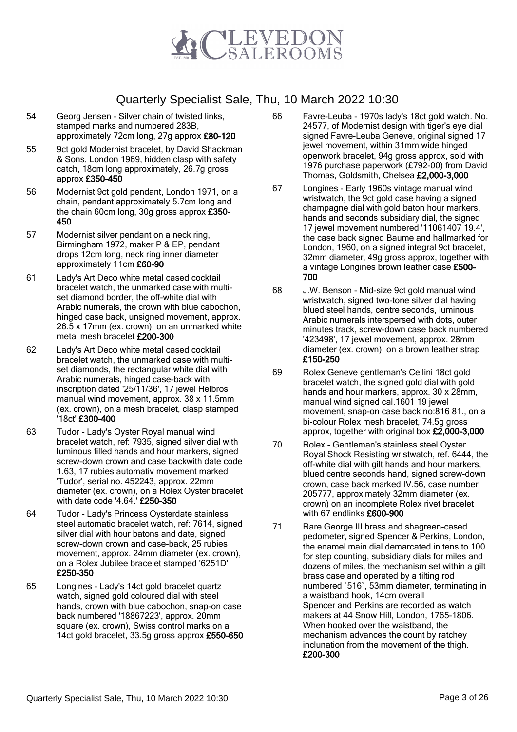# Quarterly Specialist Sale, Thu, 10 March 2022 10:30

54 Georg Jensen - Silver chain of twisted links, stamped marks and numbered 283B, approximately 72cm long, 27g approx **£80-120**

55 9ct gold Modernist bracelet, by David Shackman & Sons, London 1969, hidden clasp with safety catch, 18cm long approximately, 26.7g gross approx **£350-450**

56 Modernist 9ct gold pendant, London 1971, on a chain, pendant approximately 5.7cm long and the chain 60cm long, 30g gross approx **£350-450**

57 Modernist silver pendant on a neck ring, Birmingham 1972, maker P & EP, pendant drops 12cm long, neck ring inner diameter approximately 11cm **£60-90**

61 Lady's Art Deco white metal cased cocktail bracelet watch, the unmarked case with multi-set diamond border, the off-white dial with Arabic numerals, the crown with blue cabochon, hinged case back, unsigned movement, approx. 26.5 x 17mm (ex. crown), on an unmarked white metal mesh bracelet **£200-300**

62 Lady's Art Deco white metal cased cocktail bracelet watch, the unmarked case with multi-set diamonds, the rectangular white dial with Arabic numerals, hinged case-back with inscription dated '25/11/36', 17 jewel Helbros manual wind movement, approx. 38 x 11.5mm (ex. crown), on a mesh bracelet, clasp stamped '18ct' **£300-400**

63 Tudor - Lady's Oyster Royal manual wind bracelet watch, ref: 7935, signed silver dial with luminous filled hands and hour markers, signed screw-down crown and case backwith date code 1.63, 17 rubies automativ movement marked 'Tudor', serial no. 452243, approx. 22mm diameter (ex. crown), on a Rolex Oyster bracelet with date code '4.64.' **£250-350**

64 Tudor - Lady's Princess Oysterdate stainless steel automatic bracelet watch, ref: 7614, signed silver dial with hour batons and date, signed screw-down crown and case-back, 25 rubies movement, approx. 24mm diameter (ex. crown), on a Rolex Jubilee bracelet stamped '6251D' **£250-350**

65 Longines - Lady's 14ct gold bracelet quartz watch, signed gold coloured dial with steel hands, crown with blue cabochon, snap-on case back numbered '18867223', approx. 20mm square (ex. crown), Swiss control marks on a 14ct gold bracelet, 33.5g gross approx **£550-650**

66 Favre-Leuba - 1970s lady's 18ct gold watch. No. 24577, of Modernist design with tiger's eye dial signed Favre-Leuba Geneve, original signed 17 jewel movement, within 31mm wide hinged openwork bracelet, 94g gross approx, sold with 1976 purchase paperwork (£792-00) from David Thomas, Goldsmith, Chelsea **£2,000-3,000**

67 Longines - Early 1960s vintage manual wind wristwatch, the 9ct gold case having a signed champagne dial with gold baton hour markers, hands and seconds subsidiary dial, the signed 17 jewel movement numbered '11061407 19.4', the case back signed Baume and hallmarked for London, 1960, on a signed integral 9ct bracelet, 32mm diameter, 49g gross approx, together with a vintage Longines brown leather case **£500-700**

68 J.W. Benson - Mid-size 9ct gold manual wind wristwatch, signed two-tone silver dial having blued steel hands, centre seconds, luminous Arabic numerals interspersed with dots, outer minutes track, screw-down case back numbered '423498', 17 jewel movement, approx. 28mm diameter (ex. crown), on a brown leather strap **£150-250**

69 Rolex Geneve gentleman's Cellini 18ct gold bracelet watch, the signed gold dial with gold hands and hour markers, approx. 30 x 28mm, manual wind signed cal.1601 19 jewel movement, snap-on case back no:816 81., on a bi-colour Rolex mesh bracelet, 74.5g gross approx, together with original box **£2,000-3,000**

70 Rolex - Gentleman's stainless steel Oyster Royal Shock Resisting wristwatch, ref. 6444, the off-white dial with gilt hands and hour markers, blued centre seconds hand, signed screw-down crown, case back marked IV.56, case number 205777, approximately 32mm diameter (ex. crown) on an incomplete Rolex rivet bracelet with 67 endlinks **£600-900**

71 Rare George III brass and shagreen-cased pedometer, signed Spencer & Perkins, London, the enamel main dial demarcated in tens to 100 for step counting, subsidiary dials for miles and dozens of miles, the mechanism set within a gilt brass case and operated by a tilting rod numbered `516`, 53mm diameter, terminating in a waistband hook, 14cm overall
Spencer and Perkins are recorded as watch makers at 44 Snow Hill, London, 1765-1806. When hooked over the waistband, the mechanism advances the count by ratchey inclunation from the movement of the thigh.
**£200-300**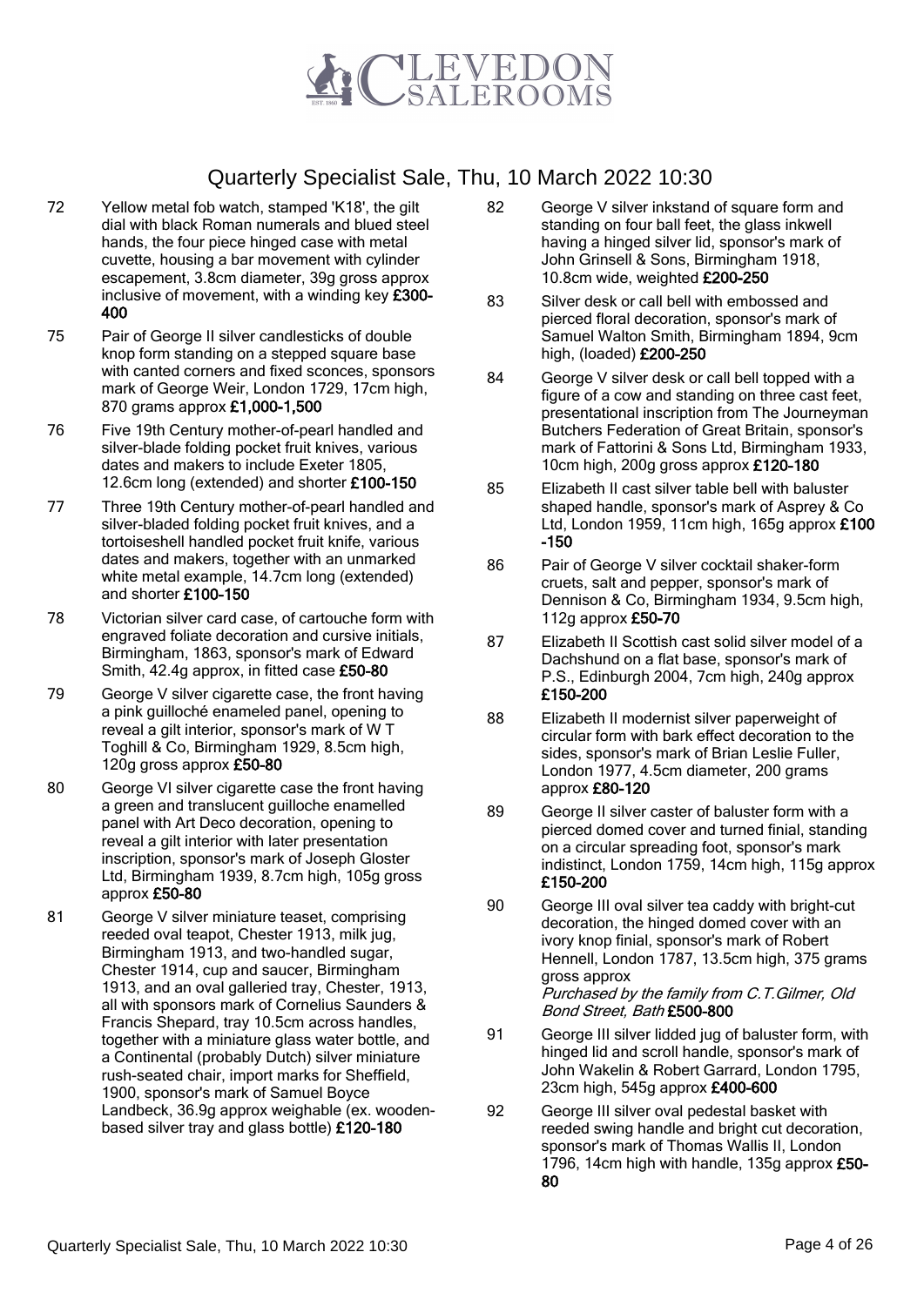# Quarterly Specialist Sale, Thu, 10 March 2022 10:30

72 Yellow metal fob watch, stamped 'K18', the gilt dial with black Roman numerals and blued steel hands, the four piece hinged case with metal cuvette, housing a bar movement with cylinder escapement, 3.8cm diameter, 39g gross approx inclusive of movement, with a winding key **£300-400**

75 Pair of George II silver candlesticks of double knop form standing on a stepped square base with canted corners and fixed sconces, sponsors mark of George Weir, London 1729, 17cm high, 870 grams approx **£1,000-1,500**

76 Five 19th Century mother-of-pearl handled and silver-blade folding pocket fruit knives, various dates and makers to include Exeter 1805, 12.6cm long (extended) and shorter **£100-150**

77 Three 19th Century mother-of-pearl handled and silver-bladed folding pocket fruit knives, and a tortoiseshell handled pocket fruit knife, various dates and makers, together with an unmarked white metal example, 14.7cm long (extended) and shorter **£100-150**

78 Victorian silver card case, of cartouche form with engraved foliate decoration and cursive initials, Birmingham, 1863, sponsor's mark of Edward Smith, 42.4g approx, in fitted case **£50-80**

79 George V silver cigarette case, the front having a pink guilloché enameled panel, opening to reveal a gilt interior, sponsor's mark of W T Toghill & Co, Birmingham 1929, 8.5cm high, 120g gross approx **£50-80**

80 George VI silver cigarette case the front having a green and translucent guilloche enamelled panel with Art Deco decoration, opening to reveal a gilt interior with later presentation inscription, sponsor's mark of Joseph Gloster Ltd, Birmingham 1939, 8.7cm high, 105g gross approx **£50-80**

81 George V silver miniature teaset, comprising reeded oval teapot, Chester 1913, milk jug, Birmingham 1913, and two-handled sugar, Chester 1914, cup and saucer, Birmingham 1913, and an oval galleried tray, Chester, 1913, all with sponsors mark of Cornelius Saunders & Francis Shepard, tray 10.5cm across handles, together with a miniature glass water bottle, and a Continental (probably Dutch) silver miniature rush-seated chair, import marks for Sheffield, 1900, sponsor's mark of Samuel Boyce Landbeck, 36.9g approx weighable (ex. wooden-based silver tray and glass bottle) **£120-180**

82 George V silver inkstand of square form and standing on four ball feet, the glass inkwell having a hinged silver lid, sponsor's mark of John Grinsell & Sons, Birmingham 1918, 10.8cm wide, weighted **£200-250**

83 Silver desk or call bell with embossed and pierced floral decoration, sponsor's mark of Samuel Walton Smith, Birmingham 1894, 9cm high, (loaded) **£200-250**

84 George V silver desk or call bell topped with a figure of a cow and standing on three cast feet, presentational inscription from The Journeyman Butchers Federation of Great Britain, sponsor's mark of Fattorini & Sons Ltd, Birmingham 1933, 10cm high, 200g gross approx **£120-180**

85 Elizabeth II cast silver table bell with baluster shaped handle, sponsor's mark of Asprey & Co Ltd, London 1959, 11cm high, 165g approx **£100-150**

86 Pair of George V silver cocktail shaker-form cruets, salt and pepper, sponsor's mark of Dennison & Co, Birmingham 1934, 9.5cm high, 112g approx **£50-70**

87 Elizabeth II Scottish cast solid silver model of a Dachshund on a flat base, sponsor's mark of P.S., Edinburgh 2004, 7cm high, 240g approx **£150-200**

88 Elizabeth II modernist silver paperweight of circular form with bark effect decoration to the sides, sponsor's mark of Brian Leslie Fuller, London 1977, 4.5cm diameter, 200 grams approx **£80-120**

89 George II silver caster of baluster form with a pierced domed cover and turned finial, standing on a circular spreading foot, sponsor's mark indistinct, London 1759, 14cm high, 115g approx **£150-200**

90 George III oval silver tea caddy with bright-cut decoration, the hinged domed cover with an ivory knop finial, sponsor's mark of Robert Hennell, London 1787, 13.5cm high, 375 grams gross approx
*Purchased by the family from C.T.Gilmer, Old Bond Street, Bath* **£500-800**

91 George III silver lidded jug of baluster form, with hinged lid and scroll handle, sponsor's mark of John Wakelin & Robert Garrard, London 1795, 23cm high, 545g approx **£400-600**

92 George III silver oval pedestal basket with reeded swing handle and bright cut decoration, sponsor's mark of Thomas Wallis II, London 1796, 14cm high with handle, 135g approx **£50-80**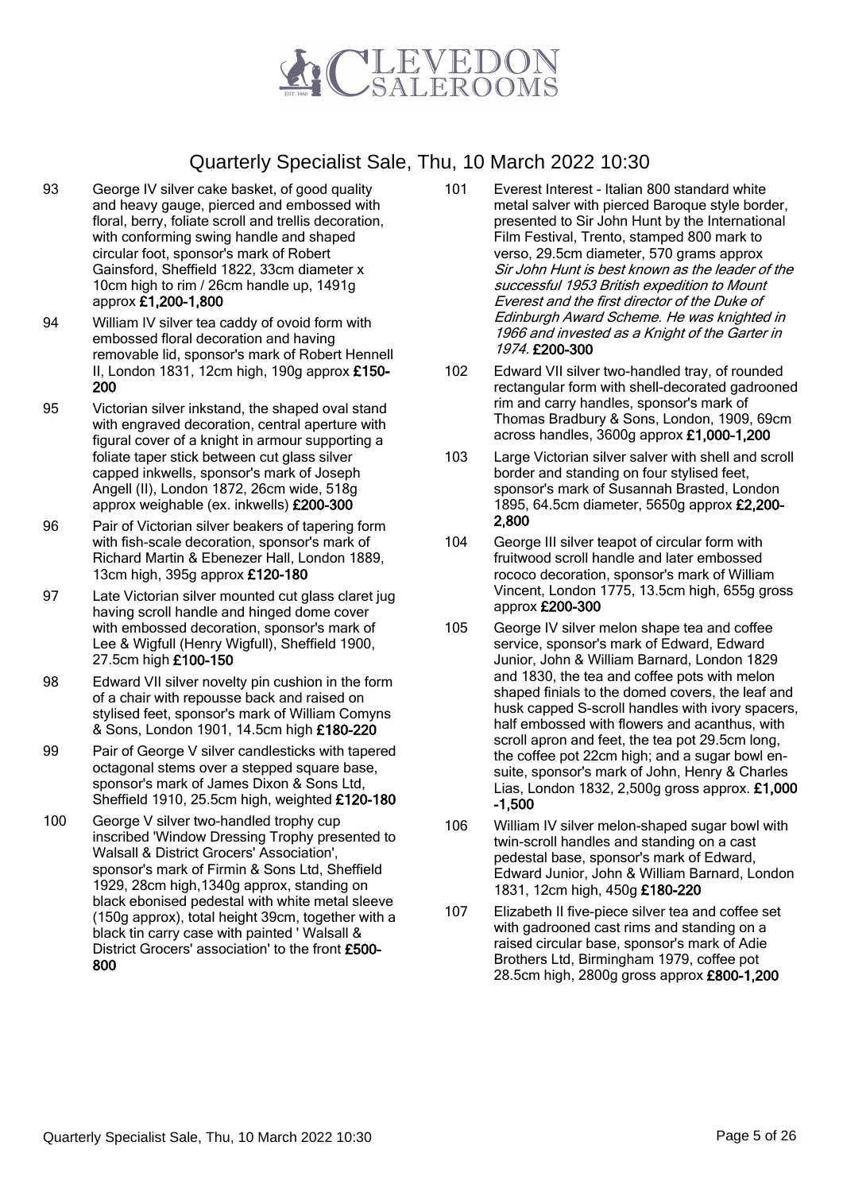# Quarterly Specialist Sale, Thu, 10 March 2022 10:30

93 George IV silver cake basket, of good quality and heavy gauge, pierced and embossed with floral, berry, foliate scroll and trellis decoration, with conforming swing handle and shaped circular foot, sponsor's mark of Robert Gainsford, Sheffield 1822, 33cm diameter x 10cm high to rim / 26cm handle up, 1491g approx **£1,200-1,800**

94 William IV silver tea caddy of ovoid form with embossed floral decoration and having removable lid, sponsor's mark of Robert Hennell II, London 1831, 12cm high, 190g approx **£150-200**

95 Victorian silver inkstand, the shaped oval stand with engraved decoration, central aperture with figural cover of a knight in armour supporting a foliate taper stick between cut glass silver capped inkwells, sponsor's mark of Joseph Angell (II), London 1872, 26cm wide, 518g approx weighable (ex. inkwells) **£200-300**

96 Pair of Victorian silver beakers of tapering form with fish-scale decoration, sponsor's mark of Richard Martin & Ebenezer Hall, London 1889, 13cm high, 395g approx **£120-180**

97 Late Victorian silver mounted cut glass claret jug having scroll handle and hinged dome cover with embossed decoration, sponsor's mark of Lee & Wigfull (Henry Wigfull), Sheffield 1900, 27.5cm high **£100-150**

98 Edward VII silver novelty pin cushion in the form of a chair with repousse back and raised on stylised feet, sponsor's mark of William Comyns & Sons, London 1901, 14.5cm high **£180-220**

99 Pair of George V silver candlesticks with tapered octagonal stems over a stepped square base, sponsor's mark of James Dixon & Sons Ltd, Sheffield 1910, 25.5cm high, weighted **£120-180**

100 George V silver two-handled trophy cup inscribed 'Window Dressing Trophy presented to Walsall & District Grocers' Association', sponsor's mark of Firmin & Sons Ltd, Sheffield 1929, 28cm high,1340g approx, standing on black ebonised pedestal with white metal sleeve (150g approx), total height 39cm, together with a black tin carry case with painted ' Walsall & District Grocers' association' to the front **£500-800**

101 Everest Interest - Italian 800 standard white metal salver with pierced Baroque style border, presented to Sir John Hunt by the International Film Festival, Trento, stamped 800 mark to verso, 29.5cm diameter, 570 grams approx *Sir John Hunt is best known as the leader of the successful 1953 British expedition to Mount Everest and the first director of the Duke of Edinburgh Award Scheme. He was knighted in 1966 and invested as a Knight of the Garter in 1974.* **£200-300**

102 Edward VII silver two-handled tray, of rounded rectangular form with shell-decorated gadrooned rim and carry handles, sponsor's mark of Thomas Bradbury & Sons, London, 1909, 69cm across handles, 3600g approx **£1,000-1,200**

103 Large Victorian silver salver with shell and scroll border and standing on four stylised feet, sponsor's mark of Susannah Brasted, London 1895, 64.5cm diameter, 5650g approx **£2,200-2,800**

104 George III silver teapot of circular form with fruitwood scroll handle and later embossed rococo decoration, sponsor's mark of William Vincent, London 1775, 13.5cm high, 655g gross approx **£200-300**

105 George IV silver melon shape tea and coffee service, sponsor's mark of Edward, Edward Junior, John & William Barnard, London 1829 and 1830, the tea and coffee pots with melon shaped finials to the domed covers, the leaf and husk capped S-scroll handles with ivory spacers, half embossed with flowers and acanthus, with scroll apron and feet, the tea pot 29.5cm long, the coffee pot 22cm high; and a sugar bowl en-suite, sponsor's mark of John, Henry & Charles Lias, London 1832, 2,500g gross approx. **£1,000-1,500**

106 William IV silver melon-shaped sugar bowl with twin-scroll handles and standing on a cast pedestal base, sponsor's mark of Edward, Edward Junior, John & William Barnard, London 1831, 12cm high, 450g **£180-220**

107 Elizabeth II five-piece silver tea and coffee set with gadrooned cast rims and standing on a raised circular base, sponsor's mark of Adie Brothers Ltd, Birmingham 1979, coffee pot 28.5cm high, 2800g gross approx **£800-1,200**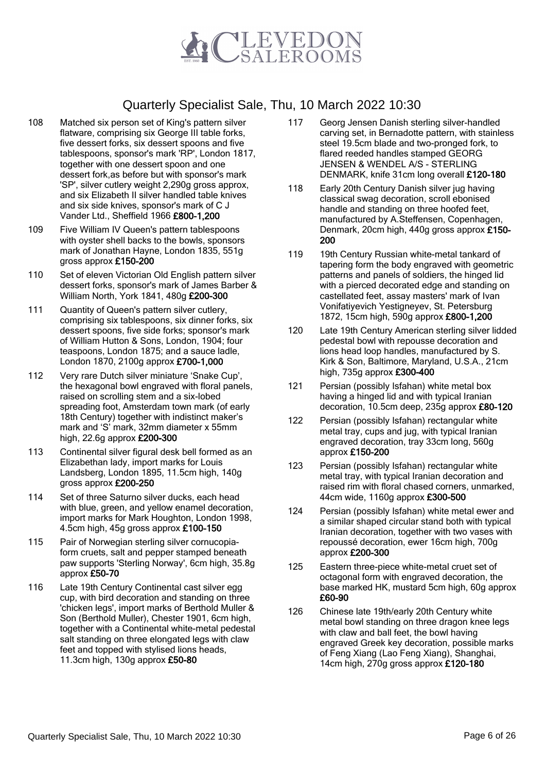# Quarterly Specialist Sale, Thu, 10 March 2022 10:30

108 Matched six person set of King's pattern silver flatware, comprising six George III table forks, five dessert forks, six dessert spoons and five tablespoons, sponsor's mark 'RP', London 1817, together with one dessert spoon and one dessert fork,as before but with sponsor's mark 'SP', silver cutlery weight 2,290g gross approx, and six Elizabeth II silver handled table knives and six side knives, sponsor's mark of C J Vander Ltd., Sheffield 1966 **£800-1,200**

109 Five William IV Queen's pattern tablespoons with oyster shell backs to the bowls, sponsors mark of Jonathan Hayne, London 1835, 551g gross approx **£150-200**

110 Set of eleven Victorian Old English pattern silver dessert forks, sponsor's mark of James Barber & William North, York 1841, 480g **£200-300**

111 Quantity of Queen's pattern silver cutlery, comprising six tablespoons, six dinner forks, six dessert spoons, five side forks; sponsor's mark of William Hutton & Sons, London, 1904; four teaspoons, London 1875; and a sauce ladle, London 1870, 2100g approx **£700-1,000**

112 Very rare Dutch silver miniature 'Snake Cup', the hexagonal bowl engraved with floral panels, raised on scrolling stem and a six-lobed spreading foot, Amsterdam town mark (of early 18th Century) together with indistinct maker's mark and 'S' mark, 32mm diameter x 55mm high, 22.6g approx **£200-300**

113 Continental silver figural desk bell formed as an Elizabethan lady, import marks for Louis Landsberg, London 1895, 11.5cm high, 140g gross approx **£200-250**

114 Set of three Saturno silver ducks, each head with blue, green, and yellow enamel decoration, import marks for Mark Houghton, London 1998, 4.5cm high, 45g gross approx **£100-150**

115 Pair of Norwegian sterling silver cornucopia-form cruets, salt and pepper stamped beneath paw supports 'Sterling Norway', 6cm high, 35.8g approx **£50-70**

116 Late 19th Century Continental cast silver egg cup, with bird decoration and standing on three 'chicken legs', import marks of Berthold Muller & Son (Berthold Muller), Chester 1901, 6cm high, together with a Continental white-metal pedestal salt standing on three elongated legs with claw feet and topped with stylised lions heads, 11.3cm high, 130g approx **£50-80**

117 Georg Jensen Danish sterling silver-handled carving set, in Bernadotte pattern, with stainless steel 19.5cm blade and two-pronged fork, to flared reeded handles stamped GEORG JENSEN & WENDEL A/S - STERLING DENMARK, knife 31cm long overall **£120-180**

118 Early 20th Century Danish silver jug having classical swag decoration, scroll ebonised handle and standing on three hoofed feet, manufactured by A.Steffensen, Copenhagen, Denmark, 20cm high, 440g gross approx **£150-200**

119 19th Century Russian white-metal tankard of tapering form the body engraved with geometric patterns and panels of soldiers, the hinged lid with a pierced decorated edge and standing on castellated feet, assay masters' mark of Ivan Vonifatiyevich Yestigneyev, St. Petersburg 1872, 15cm high, 590g approx **£800-1,200**

120 Late 19th Century American sterling silver lidded pedestal bowl with repousse decoration and lions head loop handles, manufactured by S. Kirk & Son, Baltimore, Maryland, U.S.A., 21cm high, 735g approx **£300-400**

121 Persian (possibly Isfahan) white metal box having a hinged lid and with typical Iranian decoration, 10.5cm deep, 235g approx **£80-120**

122 Persian (possibly Isfahan) rectangular white metal tray, cups and jug, with typical Iranian engraved decoration, tray 33cm long, 560g approx **£150-200**

123 Persian (possibly Isfahan) rectangular white metal tray, with typical Iranian decoration and raised rim with floral chased corners, unmarked, 44cm wide, 1160g approx **£300-500**

124 Persian (possibly Isfahan) white metal ewer and a similar shaped circular stand both with typical Iranian decoration, together with two vases with repoussé decoration, ewer 16cm high, 700g approx **£200-300**

125 Eastern three-piece white-metal cruet set of octagonal form with engraved decoration, the base marked HK, mustard 5cm high, 60g approx **£60-90**

126 Chinese late 19th/early 20th Century white metal bowl standing on three dragon knee legs with claw and ball feet, the bowl having engraved Greek key decoration, possible marks of Feng Xiang (Lao Feng Xiang), Shanghai, 14cm high, 270g gross approx **£120-180**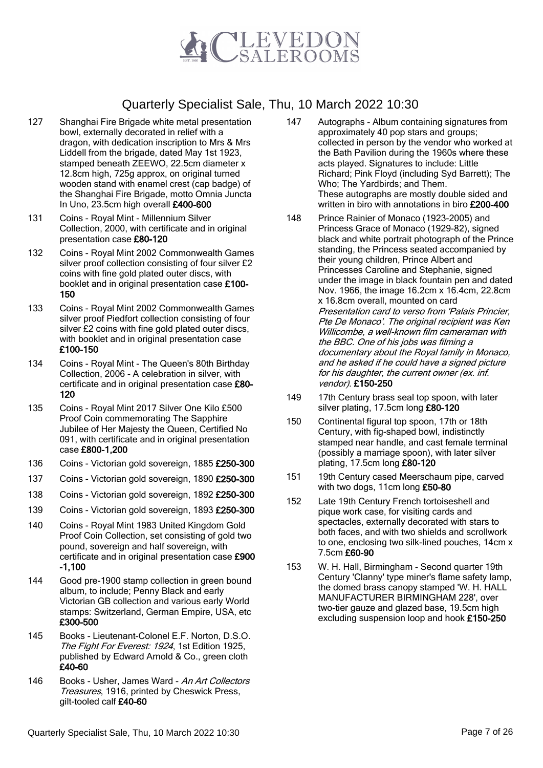# Quarterly Specialist Sale, Thu, 10 March 2022 10:30

127 Shanghai Fire Brigade white metal presentation bowl, externally decorated in relief with a dragon, with dedication inscription to Mrs & Mrs Liddell from the brigade, dated May 1st 1923, stamped beneath ZEEWO, 22.5cm diameter x 12.8cm high, 725g approx, on original turned wooden stand with enamel crest (cap badge) of the Shanghai Fire Brigade, motto Omnia Juncta In Uno, 23.5cm high overall **£400-600**

131 Coins - Royal Mint - Millennium Silver Collection, 2000, with certificate and in original presentation case **£80-120**

132 Coins - Royal Mint 2002 Commonwealth Games silver proof collection consisting of four silver £2 coins with fine gold plated outer discs, with booklet and in original presentation case **£100-150**

133 Coins - Royal Mint 2002 Commonwealth Games silver proof Piedfort collection consisting of four silver £2 coins with fine gold plated outer discs, with booklet and in original presentation case **£100-150**

134 Coins - Royal Mint - The Queen's 80th Birthday Collection, 2006 - A celebration in silver, with certificate and in original presentation case **£80-120**

135 Coins - Royal Mint 2017 Silver One Kilo £500 Proof Coin commemorating The Sapphire Jubilee of Her Majesty the Queen, Certified No 091, with certificate and in original presentation case **£800-1,200**

136 Coins - Victorian gold sovereign, 1885 **£250-300**

137 Coins - Victorian gold sovereign, 1890 **£250-300**

138 Coins - Victorian gold sovereign, 1892 **£250-300**

139 Coins - Victorian gold sovereign, 1893 **£250-300**

140 Coins - Royal Mint 1983 United Kingdom Gold Proof Coin Collection, set consisting of gold two pound, sovereign and half sovereign, with certificate and in original presentation case **£900-1,100**

144 Good pre-1900 stamp collection in green bound album, to include; Penny Black and early Victorian GB collection and various early World stamps: Switzerland, German Empire, USA, etc **£300-500**

145 Books - Lieutenant-Colonel E.F. Norton, D.S.O. *The Fight For Everest: 1924*, 1st Edition 1925, published by Edward Arnold & Co., green cloth **£40-60**

146 Books - Usher, James Ward - *An Art Collectors Treasures*, 1916, printed by Cheswick Press, gilt-tooled calf **£40-60**

147 Autographs - Album containing signatures from approximately 40 pop stars and groups; collected in person by the vendor who worked at the Bath Pavilion during the 1960s where these acts played. Signatures to include: Little Richard; Pink Floyd (including Syd Barrett); The Who; The Yardbirds; and Them.
These autographs are mostly double sided and written in biro with annotations in biro **£200-400**

148 Prince Rainier of Monaco (1923-2005) and Princess Grace of Monaco (1929-82), signed black and white portrait photograph of the Prince standing, the Princess seated accompanied by their young children, Prince Albert and Princesses Caroline and Stephanie, signed under the image in black fountain pen and dated Nov. 1966, the image 16.2cm x 16.4cm, 22.8cm x 16.8cm overall, mounted on card
*Presentation card to verso from 'Palais Princier, Pte De Monaco'. The original recipient was Ken Willicombe, a well-known film cameraman with the BBC. One of his jobs was filming a documentary about the Royal family in Monaco, and he asked if he could have a signed picture for his daughter, the current owner (ex. inf. vendor).* **£150-250**

149 17th Century brass seal top spoon, with later silver plating, 17.5cm long **£80-120**

150 Continental figural top spoon, 17th or 18th Century, with fig-shaped bowl, indistinctly stamped near handle, and cast female terminal (possibly a marriage spoon), with later silver plating, 17.5cm long **£80-120**

151 19th Century cased Meerschaum pipe, carved with two dogs, 11cm long **£50-80**

152 Late 19th Century French tortoiseshell and pique work case, for visiting cards and spectacles, externally decorated with stars to both faces, and with two shields and scrollwork to one, enclosing two silk-lined pouches, 14cm x 7.5cm **£60-90**

153 W. H. Hall, Birmingham - Second quarter 19th Century 'Clanny' type miner's flame safety lamp, the domed brass canopy stamped 'W. H. HALL MANUFACTURER BIRMINGHAM 228', over two-tier gauze and glazed base, 19.5cm high excluding suspension loop and hook **£150-250**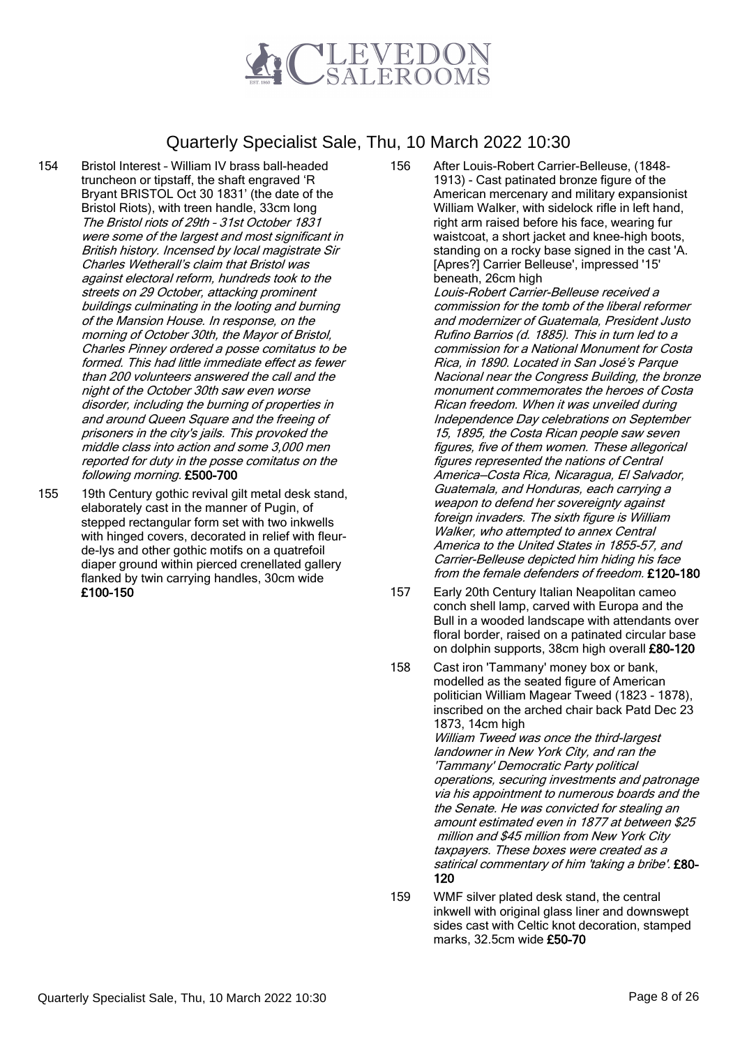# Quarterly Specialist Sale, Thu, 10 March 2022 10:30

154 Bristol Interest – William IV brass ball-headed truncheon or tipstaff, the shaft engraved 'R Bryant BRISTOL Oct 30 1831' (the date of the Bristol Riots), with treen handle, 33cm long *The Bristol riots of 29th – 31st October 1831 were some of the largest and most significant in British history. Incensed by local magistrate Sir Charles Wetherall's claim that Bristol was against electoral reform, hundreds took to the streets on 29 October, attacking prominent buildings culminating in the looting and burning of the Mansion House. In response, on the morning of October 30th, the Mayor of Bristol, Charles Pinney ordered a posse comitatus to be formed. This had little immediate effect as fewer than 200 volunteers answered the call and the night of the October 30th saw even worse disorder, including the burning of properties in and around Queen Square and the freeing of prisoners in the city's jails. This provoked the middle class into action and some 3,000 men reported for duty in the posse comitatus on the following morning.* **£500-700**

155 19th Century gothic revival gilt metal desk stand, elaborately cast in the manner of Pugin, of stepped rectangular form set with two inkwells with hinged covers, decorated in relief with fleur-de-lys and other gothic motifs on a quatrefoil diaper ground within pierced crenellated gallery flanked by twin carrying handles, 30cm wide **£100-150**

156 After Louis-Robert Carrier-Belleuse, (1848-1913) - Cast patinated bronze figure of the American mercenary and military expansionist William Walker, with sidelock rifle in left hand, right arm raised before his face, wearing fur waistcoat, a short jacket and knee-high boots, standing on a rocky base signed in the cast 'A. [Apres?] Carrier Belleuse', impressed '15' beneath, 26cm high *Louis-Robert Carrier-Belleuse received a commission for the tomb of the liberal reformer and modernizer of Guatemala, President Justo Rufino Barrios (d. 1885). This in turn led to a commission for a National Monument for Costa Rica, in 1890. Located in San José's Parque Nacional near the Congress Building, the bronze monument commemorates the heroes of Costa Rican freedom. When it was unveiled during Independence Day celebrations on September 15, 1895, the Costa Rican people saw seven figures, five of them women. These allegorical figures represented the nations of Central America—Costa Rica, Nicaragua, El Salvador, Guatemala, and Honduras, each carrying a weapon to defend her sovereignty against foreign invaders. The sixth figure is William Walker, who attempted to annex Central America to the United States in 1855-57, and Carrier-Belleuse depicted him hiding his face from the female defenders of freedom.* **£120-180**

157 Early 20th Century Italian Neapolitan cameo conch shell lamp, carved with Europa and the Bull in a wooded landscape with attendants over floral border, raised on a patinated circular base on dolphin supports, 38cm high overall **£80-120**

158 Cast iron 'Tammany' money box or bank, modelled as the seated figure of American politician William Magear Tweed (1823 - 1878), inscribed on the arched chair back Patd Dec 23 1873, 14cm high *William Tweed was once the third-largest landowner in New York City, and ran the 'Tammany' Democratic Party political operations, securing investments and patronage via his appointment to numerous boards and the the Senate. He was convicted for stealing an amount estimated even in 1877 at between $25 million and $45 million from New York City taxpayers. These boxes were created as a satirical commentary of him 'taking a bribe'.* **£80-120**

159 WMF silver plated desk stand, the central inkwell with original glass liner and downswept sides cast with Celtic knot decoration, stamped marks, 32.5cm wide **£50-70**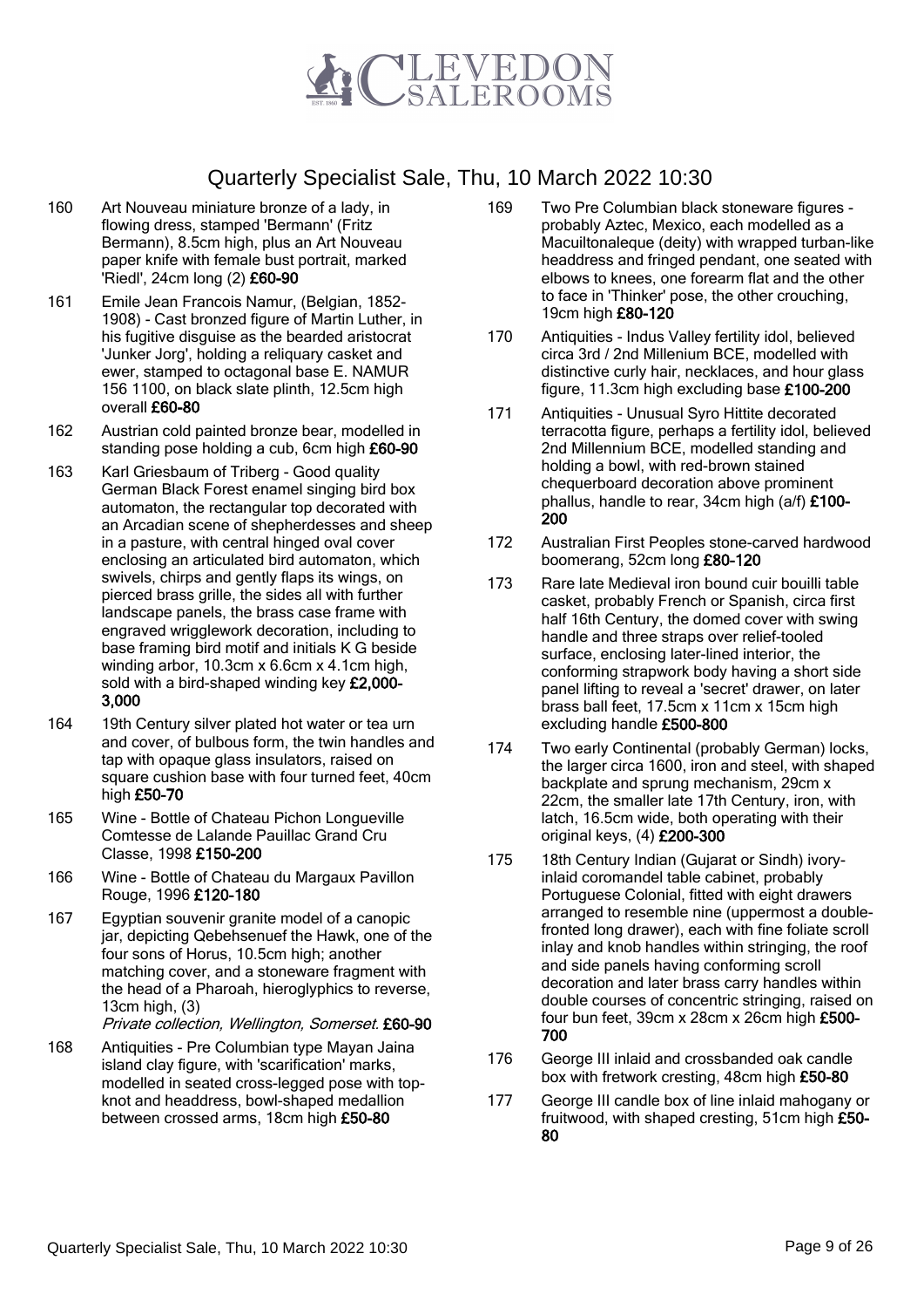# Quarterly Specialist Sale, Thu, 10 March 2022 10:30

160 Art Nouveau miniature bronze of a lady, in flowing dress, stamped 'Bermann' (Fritz Bermann), 8.5cm high, plus an Art Nouveau paper knife with female bust portrait, marked 'Riedl', 24cm long (2) **£60-90**

161 Emile Jean Francois Namur, (Belgian, 1852-1908) - Cast bronzed figure of Martin Luther, in his fugitive disguise as the bearded aristocrat 'Junker Jorg', holding a reliquary casket and ewer, stamped to octagonal base E. NAMUR 156 1100, on black slate plinth, 12.5cm high overall **£60-80**

162 Austrian cold painted bronze bear, modelled in standing pose holding a cub, 6cm high **£60-90**

163 Karl Griesbaum of Triberg - Good quality German Black Forest enamel singing bird box automaton, the rectangular top decorated with an Arcadian scene of shepherdesses and sheep in a pasture, with central hinged oval cover enclosing an articulated bird automaton, which swivels, chirps and gently flaps its wings, on pierced brass grille, the sides all with further landscape panels, the brass case frame with engraved wrigglework decoration, including to base framing bird motif and initials K G beside winding arbor, 10.3cm x 6.6cm x 4.1cm high, sold with a bird-shaped winding key **£2,000-3,000**

164 19th Century silver plated hot water or tea urn and cover, of bulbous form, the twin handles and tap with opaque glass insulators, raised on square cushion base with four turned feet, 40cm high **£50-70**

165 Wine - Bottle of Chateau Pichon Longueville Comtesse de Lalande Pauillac Grand Cru Classe, 1998 **£150-200**

166 Wine - Bottle of Chateau du Margaux Pavillon Rouge, 1996 **£120-180**

167 Egyptian souvenir granite model of a canopic jar, depicting Qebehsenuef the Hawk, one of the four sons of Horus, 10.5cm high; another matching cover, and a stoneware fragment with the head of a Pharoah, hieroglyphics to reverse, 13cm high, (3)
*Private collection, Wellington, Somerset.* **£60-90**

168 Antiquities - Pre Columbian type Mayan Jaina island clay figure, with 'scarification' marks, modelled in seated cross-legged pose with top-knot and headdress, bowl-shaped medallion between crossed arms, 18cm high **£50-80**

169 Two Pre Columbian black stoneware figures - probably Aztec, Mexico, each modelled as a Macuiltonaleque (deity) with wrapped turban-like headdress and fringed pendant, one seated with elbows to knees, one forearm flat and the other to face in 'Thinker' pose, the other crouching, 19cm high **£80-120**

170 Antiquities - Indus Valley fertility idol, believed circa 3rd / 2nd Millenium BCE, modelled with distinctive curly hair, necklaces, and hour glass figure, 11.3cm high excluding base **£100-200**

171 Antiquities - Unusual Syro Hittite decorated terracotta figure, perhaps a fertility idol, believed 2nd Millennium BCE, modelled standing and holding a bowl, with red-brown stained chequerboard decoration above prominent phallus, handle to rear, 34cm high (a/f) **£100-200**

172 Australian First Peoples stone-carved hardwood boomerang, 52cm long **£80-120**

173 Rare late Medieval iron bound cuir bouilli table casket, probably French or Spanish, circa first half 16th Century, the domed cover with swing handle and three straps over relief-tooled surface, enclosing later-lined interior, the conforming strapwork body having a short side panel lifting to reveal a 'secret' drawer, on later brass ball feet, 17.5cm x 11cm x 15cm high excluding handle **£500-800**

174 Two early Continental (probably German) locks, the larger circa 1600, iron and steel, with shaped backplate and sprung mechanism, 29cm x 22cm, the smaller late 17th Century, iron, with latch, 16.5cm wide, both operating with their original keys, (4) **£200-300**

175 18th Century Indian (Gujarat or Sindh) ivory-inlaid coromandel table cabinet, probably Portuguese Colonial, fitted with eight drawers arranged to resemble nine (uppermost a double-fronted long drawer), each with fine foliate scroll inlay and knob handles within stringing, the roof and side panels having conforming scroll decoration and later brass carry handles within double courses of concentric stringing, raised on four bun feet, 39cm x 28cm x 26cm high **£500-700**

176 George III inlaid and crossbanded oak candle box with fretwork cresting, 48cm high **£50-80**

177 George III candle box of line inlaid mahogany or fruitwood, with shaped cresting, 51cm high **£50-80**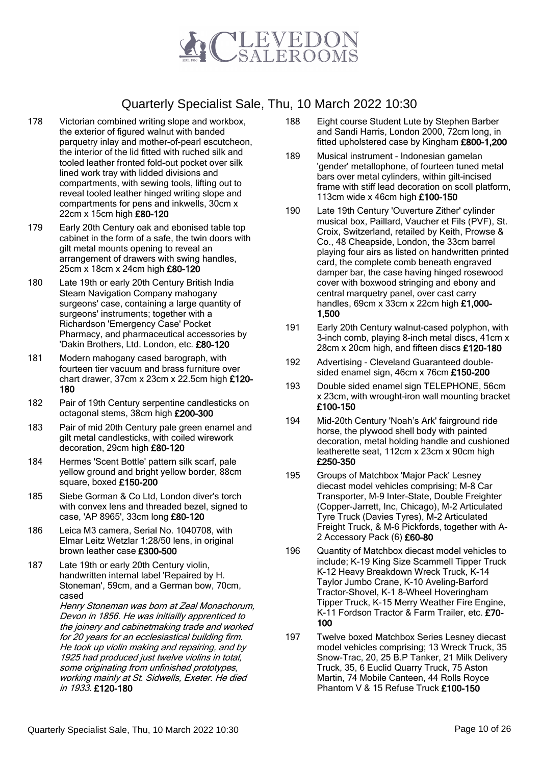# Quarterly Specialist Sale, Thu, 10 March 2022 10:30

178 Victorian combined writing slope and workbox, the exterior of figured walnut with banded parquetry inlay and mother-of-pearl escutcheon, the interior of the lid fitted with ruched silk and tooled leather fronted fold-out pocket over silk lined work tray with lidded divisions and compartments, with sewing tools, lifting out to reveal tooled leather hinged writing slope and compartments for pens and inkwells, 30cm x 22cm x 15cm high **£80-120**

179 Early 20th Century oak and ebonised table top cabinet in the form of a safe, the twin doors with gilt metal mounts opening to reveal an arrangement of drawers with swing handles, 25cm x 18cm x 24cm high **£80-120**

180 Late 19th or early 20th Century British India Steam Navigation Company mahogany surgeons' case, containing a large quantity of surgeons' instruments; together with a Richardson 'Emergency Case' Pocket Pharmacy, and pharmaceutical accessories by 'Dakin Brothers, Ltd. London, etc. **£80-120**

181 Modern mahogany cased barograph, with fourteen tier vacuum and brass furniture over chart drawer, 37cm x 23cm x 22.5cm high **£120-180**

182 Pair of 19th Century serpentine candlesticks on octagonal stems, 38cm high **£200-300**

183 Pair of mid 20th Century pale green enamel and gilt metal candlesticks, with coiled wirework decoration, 29cm high **£80-120**

184 Hermes 'Scent Bottle' pattern silk scarf, pale yellow ground and bright yellow border, 88cm square, boxed **£150-200**

185 Siebe Gorman & Co Ltd, London diver's torch with convex lens and threaded bezel, signed to case, 'AP 8965', 33cm long **£80-120**

186 Leica M3 camera, Serial No. 1040708, with Elmar Leitz Wetzlar 1:28/50 lens, in original brown leather case **£300-500**

187 Late 19th or early 20th Century violin, handwritten internal label 'Repaired by H. Stoneman', 59cm, and a German bow, 70cm, cased
*Henry Stoneman was born at Zeal Monachorum, Devon in 1856. He was initiailly apprenticed to the joinery and cabinetmaking trade and worked for 20 years for an ecclesiastical building firm. He took up violin making and repairing, and by 1925 had produced just twelve violins in total, some originating from unfinished prototypes, working mainly at St. Sidwells, Exeter. He died in 1933.* **£120-180**

188 Eight course Student Lute by Stephen Barber and Sandi Harris, London 2000, 72cm long, in fitted upholstered case by Kingham **£800-1,200**

189 Musical instrument - Indonesian gamelan 'gender' metallophone, of fourteen tuned metal bars over metal cylinders, within gilt-incised frame with stiff lead decoration on scoll platform, 113cm wide x 46cm high **£100-150**

190 Late 19th Century 'Ouverture Zither' cylinder musical box, Paillard, Vaucher et Fils (PVF), St. Croix, Switzerland, retailed by Keith, Prowse & Co., 48 Cheapside, London, the 33cm barrel playing four airs as listed on handwritten printed card, the complete comb beneath engraved damper bar, the case having hinged rosewood cover with boxwood stringing and ebony and central marquetry panel, over cast carry handles, 69cm x 33cm x 22cm high **£1,000-1,500**

191 Early 20th Century walnut-cased polyphon, with 3-inch comb, playing 8-inch metal discs, 41cm x 28cm x 20cm high, and fifteen discs **£120-180**

192 Advertising - Cleveland Guaranteed double-sided enamel sign, 46cm x 76cm **£150-200**

193 Double sided enamel sign TELEPHONE, 56cm x 23cm, with wrought-iron wall mounting bracket **£100-150**

194 Mid-20th Century 'Noah's Ark' fairground ride horse, the plywood shell body with painted decoration, metal holding handle and cushioned leatherette seat, 112cm x 23cm x 90cm high **£250-350**

195 Groups of Matchbox 'Major Pack' Lesney diecast model vehicles comprising; M-8 Car Transporter, M-9 Inter-State, Double Freighter (Copper-Jarrett, Inc, Chicago), M-2 Articulated Tyre Truck (Davies Tyres), M-2 Articulated Freight Truck, & M-6 Pickfords, together with A-2 Accessory Pack (6) **£60-80**

196 Quantity of Matchbox diecast model vehicles to include; K-19 King Size Scammell Tipper Truck K-12 Heavy Breakdown Wreck Truck, K-14 Taylor Jumbo Crane, K-10 Aveling-Barford Tractor-Shovel, K-1 8-Wheel Hoveringham Tipper Truck, K-15 Merry Weather Fire Engine, K-11 Fordson Tractor & Farm Trailer, etc. **£70-100**

197 Twelve boxed Matchbox Series Lesney diecast model vehicles comprising; 13 Wreck Truck, 35 Snow-Trac, 20, 25 B.P Tanker, 21 Milk Delivery Truck, 35, 6 Euclid Quarry Truck, 75 Aston Martin, 74 Mobile Canteen, 44 Rolls Royce Phantom V & 15 Refuse Truck **£100-150**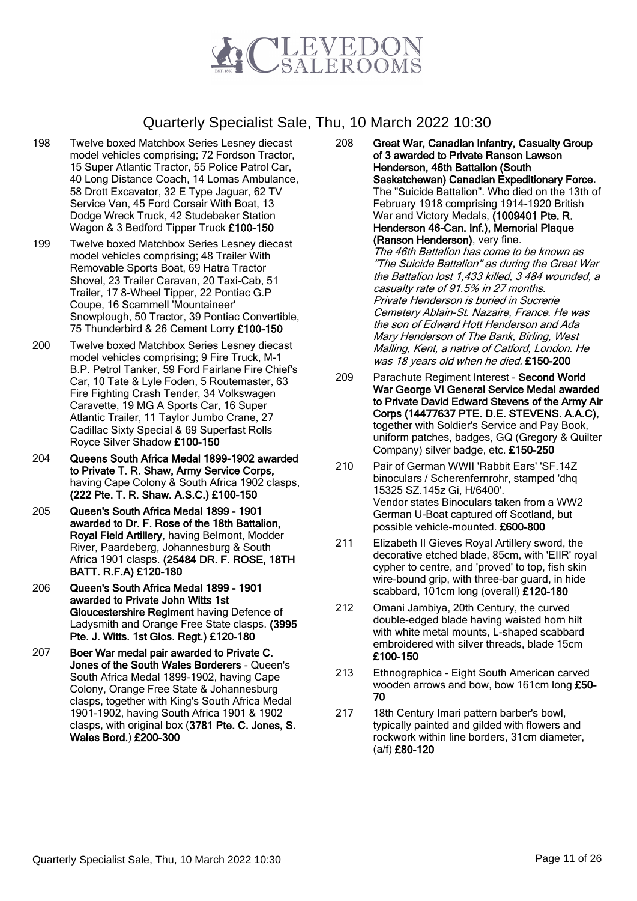# Quarterly Specialist Sale, Thu, 10 March 2022 10:30

198 Twelve boxed Matchbox Series Lesney diecast model vehicles comprising; 72 Fordson Tractor, 15 Super Atlantic Tractor, 55 Police Patrol Car, 40 Long Distance Coach, 14 Lomas Ambulance, 58 Drott Excavator, 32 E Type Jaguar, 62 TV Service Van, 45 Ford Corsair With Boat, 13 Dodge Wreck Truck, 42 Studebaker Station Wagon & 3 Bedford Tipper Truck **£100-150**

199 Twelve boxed Matchbox Series Lesney diecast model vehicles comprising; 48 Trailer With Removable Sports Boat, 69 Hatra Tractor Shovel, 23 Trailer Caravan, 20 Taxi-Cab, 51 Trailer, 17 8-Wheel Tipper, 22 Pontiac G.P Coupe, 16 Scammell 'Mountaineer' Snowplough, 50 Tractor, 39 Pontiac Convertible, 75 Thunderbird & 26 Cement Lorry **£100-150**

200 Twelve boxed Matchbox Series Lesney diecast model vehicles comprising; 9 Fire Truck, M-1 B.P. Petrol Tanker, 59 Ford Fairlane Fire Chief's Car, 10 Tate & Lyle Foden, 5 Routemaster, 63 Fire Fighting Crash Tender, 34 Volkswagen Caravette, 19 MG A Sports Car, 16 Super Atlantic Trailer, 11 Taylor Jumbo Crane, 27 Cadillac Sixty Special & 69 Superfast Rolls Royce Silver Shadow **£100-150**

204 **Queens South Africa Medal 1899-1902 awarded to Private T. R. Shaw, Army Service Corps,** having Cape Colony & South Africa 1902 clasps, **(222 Pte. T. R. Shaw. A.S.C.) £100-150**

205 **Queen's South Africa Medal 1899 - 1901 awarded to Dr. F. Rose of the 18th Battalion, Royal Field Artillery**, having Belmont, Modder River, Paardeberg, Johannesburg & South Africa 1901 clasps. **(25484 DR. F. ROSE, 18TH BATT. R.F.A) £120-180**

206 **Queen's South Africa Medal 1899 - 1901 awarded to Private John Witts 1st Gloucestershire Regiment** having Defence of Ladysmith and Orange Free State clasps. **(3995 Pte. J. Witts. 1st Glos. Regt.) £120-180**

207 **Boer War medal pair awarded to Private C. Jones of the South Wales Borderers** - Queen's South Africa Medal 1899-1902, having Cape Colony, Orange Free State & Johannesburg clasps, together with King's South Africa Medal 1901-1902, having South Africa 1901 & 1902 clasps, with original box (**3781 Pte. C. Jones, S. Wales Bord.**) **£200-300**

208 **Great War, Canadian Infantry, Casualty Group of 3 awarded to Private Ranson Lawson Henderson, 46th Battalion (South Saskatchewan) Canadian Expeditionary Force**. The "Suicide Battalion". Who died on the 13th of February 1918 comprising 1914-1920 British War and Victory Medals, **(1009401 Pte. R. Henderson 46-Can. Inf.), Memorial Plaque (Ranson Henderson)**, very fine.
*The 46th Battalion has come to be known as "The Suicide Battalion" as during the Great War the Battalion lost 1,433 killed, 3 484 wounded, a casualty rate of 91.5% in 27 months.*
*Private Henderson is buried in Sucrerie Cemetery Ablain-St. Nazaire, France. He was the son of Edward Hott Henderson and Ada Mary Henderson of The Bank, Birling, West Malling, Kent, a native of Catford, London. He was 18 years old when he died.* **£150-200**

209 Parachute Regiment Interest - **Second World War George VI General Service Medal awarded to Private David Edward Stevens of the Army Air Corps (14477637 PTE. D.E. STEVENS. A.A.C)**, together with Soldier's Service and Pay Book, uniform patches, badges, GQ (Gregory & Quilter Company) silver badge, etc. **£150-250**

210 Pair of German WWII 'Rabbit Ears' 'SF.14Z binoculars / Scherenfernrohr, stamped 'dhq 15325 SZ.145z Gi, H/6400'.
Vendor states Binoculars taken from a WW2 German U-Boat captured off Scotland, but possible vehicle-mounted. **£600-800**

211 Elizabeth II Gieves Royal Artillery sword, the decorative etched blade, 85cm, with 'EIIR' royal cypher to centre, and 'proved' to top, fish skin wire-bound grip, with three-bar guard, in hide scabbard, 101cm long (overall) **£120-180**

212 Omani Jambiya, 20th Century, the curved double-edged blade having waisted horn hilt with white metal mounts, L-shaped scabbard embroidered with silver threads, blade 15cm **£100-150**

213 Ethnographica - Eight South American carved wooden arrows and bow, bow 161cm long **£50-70**

217 18th Century Imari pattern barber's bowl, typically painted and gilded with flowers and rockwork within line borders, 31cm diameter, (a/f) **£80-120**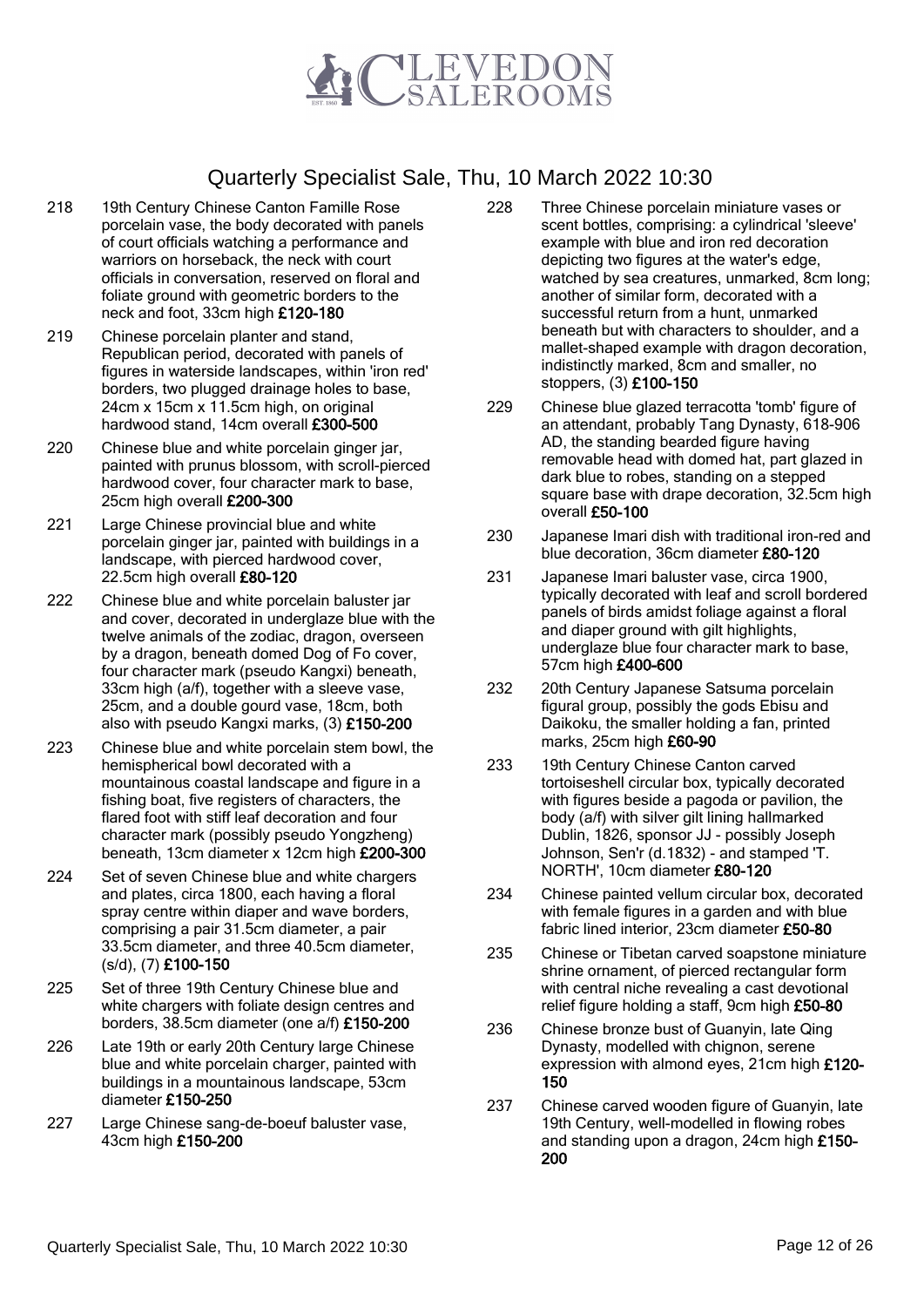# Quarterly Specialist Sale, Thu, 10 March 2022 10:30

218 19th Century Chinese Canton Famille Rose porcelain vase, the body decorated with panels of court officials watching a performance and warriors on horseback, the neck with court officials in conversation, reserved on floral and foliate ground with geometric borders to the neck and foot, 33cm high **£120-180**

219 Chinese porcelain planter and stand, Republican period, decorated with panels of figures in waterside landscapes, within 'iron red' borders, two plugged drainage holes to base, 24cm x 15cm x 11.5cm high, on original hardwood stand, 14cm overall **£300-500**

220 Chinese blue and white porcelain ginger jar, painted with prunus blossom, with scroll-pierced hardwood cover, four character mark to base, 25cm high overall **£200-300**

221 Large Chinese provincial blue and white porcelain ginger jar, painted with buildings in a landscape, with pierced hardwood cover, 22.5cm high overall **£80-120**

222 Chinese blue and white porcelain baluster jar and cover, decorated in underglaze blue with the twelve animals of the zodiac, dragon, overseen by a dragon, beneath domed Dog of Fo cover, four character mark (pseudo Kangxi) beneath, 33cm high (a/f), together with a sleeve vase, 25cm, and a double gourd vase, 18cm, both also with pseudo Kangxi marks, (3) **£150-200**

223 Chinese blue and white porcelain stem bowl, the hemispherical bowl decorated with a mountainous coastal landscape and figure in a fishing boat, five registers of characters, the flared foot with stiff leaf decoration and four character mark (possibly pseudo Yongzheng) beneath, 13cm diameter x 12cm high **£200-300**

224 Set of seven Chinese blue and white chargers and plates, circa 1800, each having a floral spray centre within diaper and wave borders, comprising a pair 31.5cm diameter, a pair 33.5cm diameter, and three 40.5cm diameter, (s/d), (7) **£100-150**

225 Set of three 19th Century Chinese blue and white chargers with foliate design centres and borders, 38.5cm diameter (one a/f) **£150-200**

226 Late 19th or early 20th Century large Chinese blue and white porcelain charger, painted with buildings in a mountainous landscape, 53cm diameter **£150-250**

227 Large Chinese sang-de-boeuf baluster vase, 43cm high **£150-200**

228 Three Chinese porcelain miniature vases or scent bottles, comprising: a cylindrical 'sleeve' example with blue and iron red decoration depicting two figures at the water's edge, watched by sea creatures, unmarked, 8cm long; another of similar form, decorated with a successful return from a hunt, unmarked beneath but with characters to shoulder, and a mallet-shaped example with dragon decoration, indistinctly marked, 8cm and smaller, no stoppers, (3) **£100-150**

229 Chinese blue glazed terracotta 'tomb' figure of an attendant, probably Tang Dynasty, 618-906 AD, the standing bearded figure having removable head with domed hat, part glazed in dark blue to robes, standing on a stepped square base with drape decoration, 32.5cm high overall **£50-100**

230 Japanese Imari dish with traditional iron-red and blue decoration, 36cm diameter **£80-120**

231 Japanese Imari baluster vase, circa 1900, typically decorated with leaf and scroll bordered panels of birds amidst foliage against a floral and diaper ground with gilt highlights, underglaze blue four character mark to base, 57cm high **£400-600**

232 20th Century Japanese Satsuma porcelain figural group, possibly the gods Ebisu and Daikoku, the smaller holding a fan, printed marks, 25cm high **£60-90**

233 19th Century Chinese Canton carved tortoiseshell circular box, typically decorated with figures beside a pagoda or pavilion, the body (a/f) with silver gilt lining hallmarked Dublin, 1826, sponsor JJ - possibly Joseph Johnson, Sen'r (d.1832) - and stamped 'T. NORTH', 10cm diameter **£80-120**

234 Chinese painted vellum circular box, decorated with female figures in a garden and with blue fabric lined interior, 23cm diameter **£50-80**

235 Chinese or Tibetan carved soapstone miniature shrine ornament, of pierced rectangular form with central niche revealing a cast devotional relief figure holding a staff, 9cm high **£50-80**

236 Chinese bronze bust of Guanyin, late Qing Dynasty, modelled with chignon, serene expression with almond eyes, 21cm high **£120-150**

237 Chinese carved wooden figure of Guanyin, late 19th Century, well-modelled in flowing robes and standing upon a dragon, 24cm high **£150-200**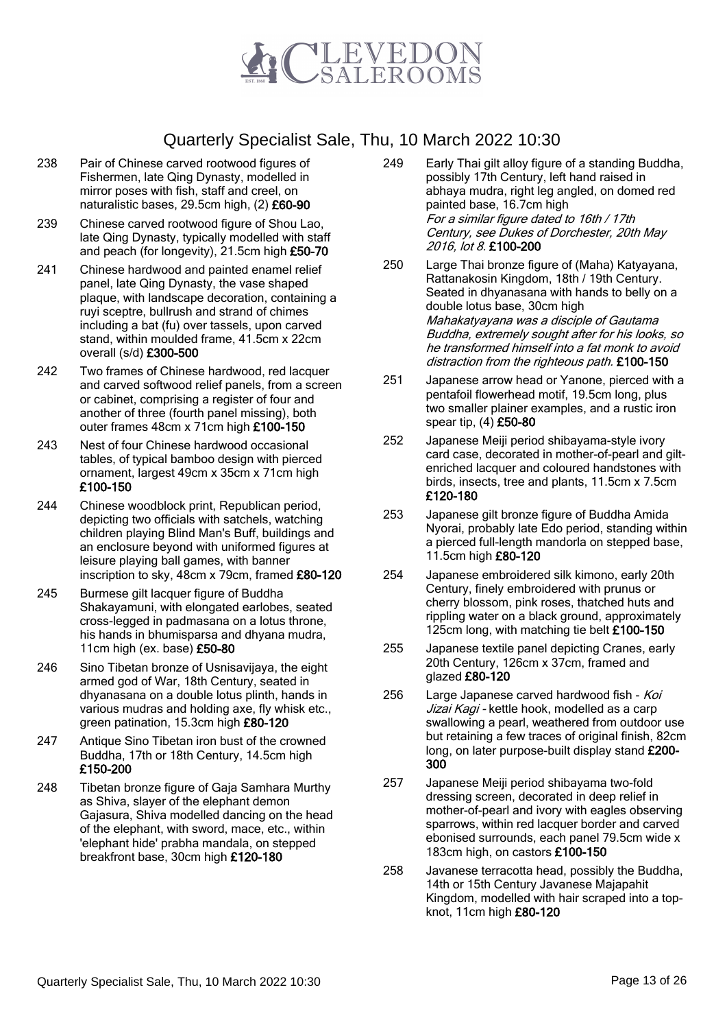# Quarterly Specialist Sale, Thu, 10 March 2022 10:30

238 Pair of Chinese carved rootwood figures of Fishermen, late Qing Dynasty, modelled in mirror poses with fish, staff and creel, on naturalistic bases, 29.5cm high, (2) **£60-90**

239 Chinese carved rootwood figure of Shou Lao, late Qing Dynasty, typically modelled with staff and peach (for longevity), 21.5cm high **£50-70**

241 Chinese hardwood and painted enamel relief panel, late Qing Dynasty, the vase shaped plaque, with landscape decoration, containing a ruyi sceptre, bullrush and strand of chimes including a bat (fu) over tassels, upon carved stand, within moulded frame, 41.5cm x 22cm overall (s/d) **£300-500**

242 Two frames of Chinese hardwood, red lacquer and carved softwood relief panels, from a screen or cabinet, comprising a register of four and another of three (fourth panel missing), both outer frames 48cm x 71cm high **£100-150**

243 Nest of four Chinese hardwood occasional tables, of typical bamboo design with pierced ornament, largest 49cm x 35cm x 71cm high **£100-150**

244 Chinese woodblock print, Republican period, depicting two officials with satchels, watching children playing Blind Man's Buff, buildings and an enclosure beyond with uniformed figures at leisure playing ball games, with banner inscription to sky, 48cm x 79cm, framed **£80-120**

245 Burmese gilt lacquer figure of Buddha Shakayamuni, with elongated earlobes, seated cross-legged in padmasana on a lotus throne, his hands in bhumisparsa and dhyana mudra, 11cm high (ex. base) **£50-80**

246 Sino Tibetan bronze of Usnisavijaya, the eight armed god of War, 18th Century, seated in dhyanasana on a double lotus plinth, hands in various mudras and holding axe, fly whisk etc., green patination, 15.3cm high **£80-120**

247 Antique Sino Tibetan iron bust of the crowned Buddha, 17th or 18th Century, 14.5cm high **£150-200**

248 Tibetan bronze figure of Gaja Samhara Murthy as Shiva, slayer of the elephant demon Gajasura, Shiva modelled dancing on the head of the elephant, with sword, mace, etc., within 'elephant hide' prabha mandala, on stepped breakfront base, 30cm high **£120-180**

249 Early Thai gilt alloy figure of a standing Buddha, possibly 17th Century, left hand raised in abhaya mudra, right leg angled, on domed red painted base, 16.7cm high
*For a similar figure dated to 16th / 17th Century, see Dukes of Dorchester, 20th May 2016, lot 8.* **£100-200**

250 Large Thai bronze figure of (Maha) Katyayana, Rattanakosin Kingdom, 18th / 19th Century. Seated in dhyanasana with hands to belly on a double lotus base, 30cm high
*Mahakatyayana was a disciple of Gautama Buddha, extremely sought after for his looks, so he transformed himself into a fat monk to avoid distraction from the righteous path.* **£100-150**

251 Japanese arrow head or Yanone, pierced with a pentafoil flowerhead motif, 19.5cm long, plus two smaller plainer examples, and a rustic iron spear tip, (4) **£50-80**

252 Japanese Meiji period shibayama-style ivory card case, decorated in mother-of-pearl and gilt-enriched lacquer and coloured handstones with birds, insects, tree and plants, 11.5cm x 7.5cm **£120-180**

253 Japanese gilt bronze figure of Buddha Amida Nyorai, probably late Edo period, standing within a pierced full-length mandorla on stepped base, 11.5cm high **£80-120**

254 Japanese embroidered silk kimono, early 20th Century, finely embroidered with prunus or cherry blossom, pink roses, thatched huts and rippling water on a black ground, approximately 125cm long, with matching tie belt **£100-150**

255 Japanese textile panel depicting Cranes, early 20th Century, 126cm x 37cm, framed and glazed **£80-120**

256 Large Japanese carved hardwood fish - *Koi Jizai Kagi* - kettle hook, modelled as a carp swallowing a pearl, weathered from outdoor use but retaining a few traces of original finish, 82cm long, on later purpose-built display stand **£200-300**

257 Japanese Meiji period shibayama two-fold dressing screen, decorated in deep relief in mother-of-pearl and ivory with eagles observing sparrows, within red lacquer border and carved ebonised surrounds, each panel 79.5cm wide x 183cm high, on castors **£100-150**

258 Javanese terracotta head, possibly the Buddha, 14th or 15th Century Javanese Majapahit Kingdom, modelled with hair scraped into a top-knot, 11cm high **£80-120**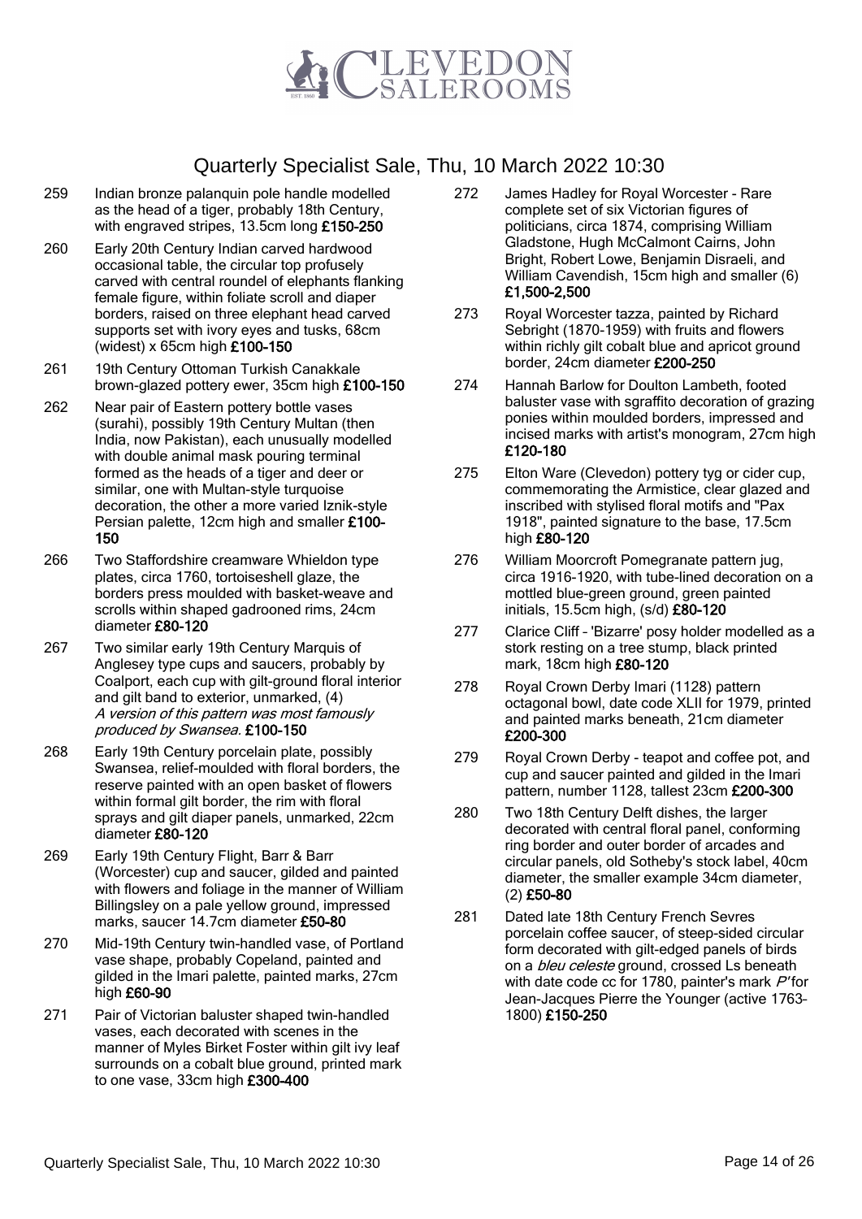# Quarterly Specialist Sale, Thu, 10 March 2022 10:30

259 Indian bronze palanquin pole handle modelled as the head of a tiger, probably 18th Century, with engraved stripes, 13.5cm long **£150-250**

260 Early 20th Century Indian carved hardwood occasional table, the circular top profusely carved with central roundel of elephants flanking female figure, within foliate scroll and diaper borders, raised on three elephant head carved supports set with ivory eyes and tusks, 68cm (widest) x 65cm high **£100-150**

261 19th Century Ottoman Turkish Canakkale brown-glazed pottery ewer, 35cm high **£100-150**

262 Near pair of Eastern pottery bottle vases (surahi), possibly 19th Century Multan (then India, now Pakistan), each unusually modelled with double animal mask pouring terminal formed as the heads of a tiger and deer or similar, one with Multan-style turquoise decoration, the other a more varied Iznik-style Persian palette, 12cm high and smaller **£100-150**

266 Two Staffordshire creamware Whieldon type plates, circa 1760, tortoiseshell glaze, the borders press moulded with basket-weave and scrolls within shaped gadrooned rims, 24cm diameter **£80-120**

267 Two similar early 19th Century Marquis of Anglesey type cups and saucers, probably by Coalport, each cup with gilt-ground floral interior and gilt band to exterior, unmarked, (4) *A version of this pattern was most famously produced by Swansea.* **£100-150**

268 Early 19th Century porcelain plate, possibly Swansea, relief-moulded with floral borders, the reserve painted with an open basket of flowers within formal gilt border, the rim with floral sprays and gilt diaper panels, unmarked, 22cm diameter **£80-120**

269 Early 19th Century Flight, Barr & Barr (Worcester) cup and saucer, gilded and painted with flowers and foliage in the manner of William Billingsley on a pale yellow ground, impressed marks, saucer 14.7cm diameter **£50-80**

270 Mid-19th Century twin-handled vase, of Portland vase shape, probably Copeland, painted and gilded in the Imari palette, painted marks, 27cm high **£60-90**

271 Pair of Victorian baluster shaped twin-handled vases, each decorated with scenes in the manner of Myles Birket Foster within gilt ivy leaf surrounds on a cobalt blue ground, printed mark to one vase, 33cm high **£300-400**

272 James Hadley for Royal Worcester - Rare complete set of six Victorian figures of politicians, circa 1874, comprising William Gladstone, Hugh McCalmont Cairns, John Bright, Robert Lowe, Benjamin Disraeli, and William Cavendish, 15cm high and smaller (6) **£1,500-2,500**

273 Royal Worcester tazza, painted by Richard Sebright (1870-1959) with fruits and flowers within richly gilt cobalt blue and apricot ground border, 24cm diameter **£200-250**

274 Hannah Barlow for Doulton Lambeth, footed baluster vase with sgraffito decoration of grazing ponies within moulded borders, impressed and incised marks with artist's monogram, 27cm high **£120-180**

275 Elton Ware (Clevedon) pottery tyg or cider cup, commemorating the Armistice, clear glazed and inscribed with stylised floral motifs and "Pax 1918", painted signature to the base, 17.5cm high **£80-120**

276 William Moorcroft Pomegranate pattern jug, circa 1916-1920, with tube-lined decoration on a mottled blue-green ground, green painted initials, 15.5cm high, (s/d) **£80-120**

277 Clarice Cliff – 'Bizarre' posy holder modelled as a stork resting on a tree stump, black printed mark, 18cm high **£80-120**

278 Royal Crown Derby Imari (1128) pattern octagonal bowl, date code XLII for 1979, printed and painted marks beneath, 21cm diameter **£200-300**

279 Royal Crown Derby - teapot and coffee pot, and cup and saucer painted and gilded in the Imari pattern, number 1128, tallest 23cm **£200-300**

280 Two 18th Century Delft dishes, the larger decorated with central floral panel, conforming ring border and outer border of arcades and circular panels, old Sotheby's stock label, 40cm diameter, the smaller example 34cm diameter, (2) **£50-80**

281 Dated late 18th Century French Sevres porcelain coffee saucer, of steep-sided circular form decorated with gilt-edged panels of birds on a *bleu celeste* ground, crossed Ls beneath with date code cc for 1780, painter's mark *P'* for Jean-Jacques Pierre the Younger (active 1763-1800) **£150-250**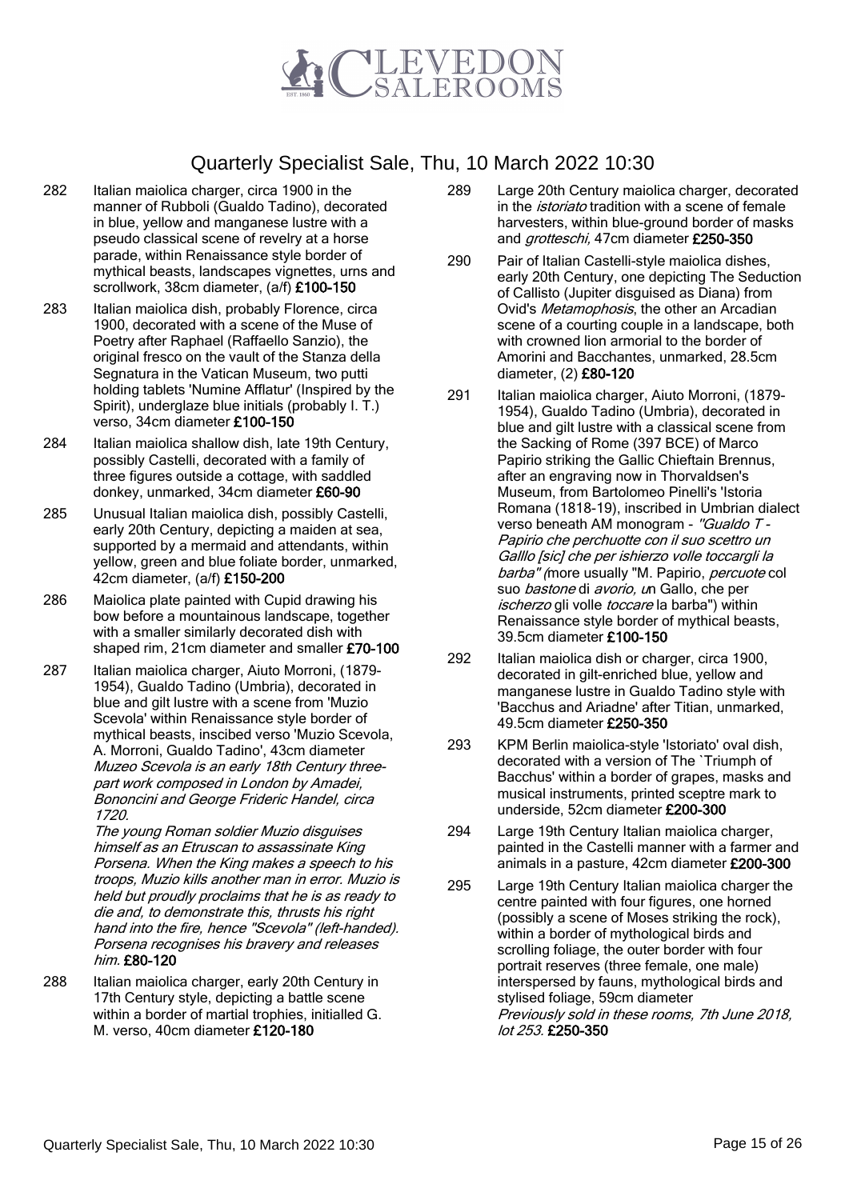# Quarterly Specialist Sale, Thu, 10 March 2022 10:30

282 Italian maiolica charger, circa 1900 in the manner of Rubboli (Gualdo Tadino), decorated in blue, yellow and manganese lustre with a pseudo classical scene of revelry at a horse parade, within Renaissance style border of mythical beasts, landscapes vignettes, urns and scrollwork, 38cm diameter, (a/f) **£100-150**

283 Italian maiolica dish, probably Florence, circa 1900, decorated with a scene of the Muse of Poetry after Raphael (Raffaello Sanzio), the original fresco on the vault of the Stanza della Segnatura in the Vatican Museum, two putti holding tablets 'Numine Afflatur' (Inspired by the Spirit), underglaze blue initials (probably I. T.) verso, 34cm diameter **£100-150**

284 Italian maiolica shallow dish, late 19th Century, possibly Castelli, decorated with a family of three figures outside a cottage, with saddled donkey, unmarked, 34cm diameter **£60-90**

285 Unusual Italian maiolica dish, possibly Castelli, early 20th Century, depicting a maiden at sea, supported by a mermaid and attendants, within yellow, green and blue foliate border, unmarked, 42cm diameter, (a/f) **£150-200**

286 Maiolica plate painted with Cupid drawing his bow before a mountainous landscape, together with a smaller similarly decorated dish with shaped rim, 21cm diameter and smaller **£70-100**

287 Italian maiolica charger, Aiuto Morroni, (1879-1954), Gualdo Tadino (Umbria), decorated in blue and gilt lustre with a scene from 'Muzio Scevola' within Renaissance style border of mythical beasts, inscibed verso 'Muzio Scevola, A. Morroni, Gualdo Tadino', 43cm diameter
*Muzeo Scevola is an early 18th Century three-part work composed in London by Amadei, Bononcini and George Frideric Handel, circa 1720.*
*The young Roman soldier Muzio disguises himself as an Etruscan to assassinate King Porsena. When the King makes a speech to his troops, Muzio kills another man in error. Muzio is held but proudly proclaims that he is as ready to die and, to demonstrate this, thrusts his right hand into the fire, hence "Scevola" (left-handed). Porsena recognises his bravery and releases him.* **£80-120**

288 Italian maiolica charger, early 20th Century in 17th Century style, depicting a battle scene within a border of martial trophies, initialled G. M. verso, 40cm diameter **£120-180**

289 Large 20th Century maiolica charger, decorated in the *istoriato* tradition with a scene of female harvesters, within blue-ground border of masks and *grotteschi*, 47cm diameter **£250-350**

290 Pair of Italian Castelli-style maiolica dishes, early 20th Century, one depicting The Seduction of Callisto (Jupiter disguised as Diana) from Ovid's *Metamophosis*, the other an Arcadian scene of a courting couple in a landscape, both with crowned lion armorial to the border of Amorini and Bacchantes, unmarked, 28.5cm diameter, (2) **£80-120**

291 Italian maiolica charger, Aiuto Morroni, (1879-1954), Gualdo Tadino (Umbria), decorated in blue and gilt lustre with a classical scene from the Sacking of Rome (397 BCE) of Marco Papirio striking the Gallic Chieftain Brennus, after an engraving now in Thorvaldsen's Museum, from Bartolomeo Pinelli's 'Istoria Romana (1818-19), inscribed in Umbrian dialect verso beneath AM monogram - *"Gualdo T - Papirio che perchuotte con il suo scettro un Galllo [sic] che per ishierzo volle toccargli la barba" (*more usually "M. Papirio, *percuote* col suo *bastone* di *avorio, u*n Gallo, che per *ischerzo* gli volle *toccare* la barba") within Renaissance style border of mythical beasts, 39.5cm diameter **£100-150**

292 Italian maiolica dish or charger, circa 1900, decorated in gilt-enriched blue, yellow and manganese lustre in Gualdo Tadino style with 'Bacchus and Ariadne' after Titian, unmarked, 49.5cm diameter **£250-350**

293 KPM Berlin maiolica-style 'Istoriato' oval dish, decorated with a version of The `Triumph of Bacchus' within a border of grapes, masks and musical instruments, printed sceptre mark to underside, 52cm diameter **£200-300**

294 Large 19th Century Italian maiolica charger, painted in the Castelli manner with a farmer and animals in a pasture, 42cm diameter **£200-300**

295 Large 19th Century Italian maiolica charger the centre painted with four figures, one horned (possibly a scene of Moses striking the rock), within a border of mythological birds and scrolling foliage, the outer border with four portrait reserves (three female, one male) interspersed by fauns, mythological birds and stylised foliage, 59cm diameter
*Previously sold in these rooms, 7th June 2018, lot 253.* **£250-350**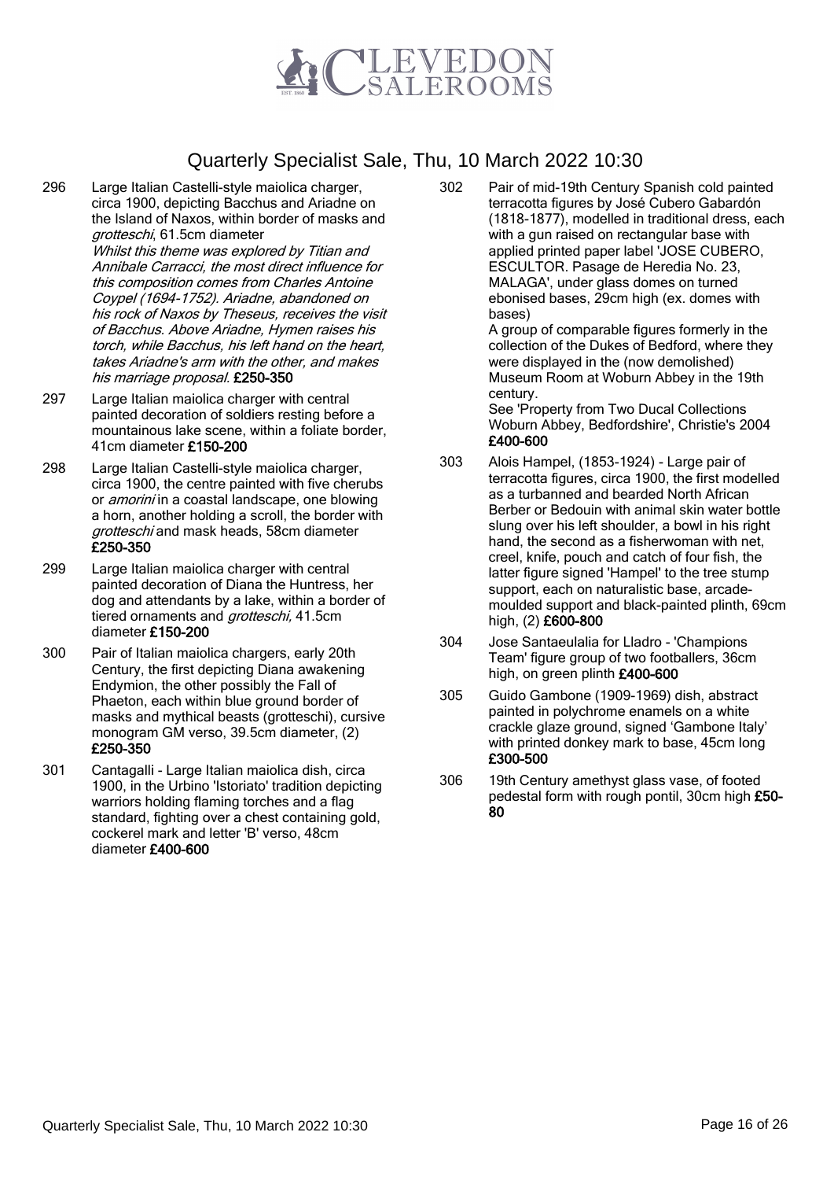## Quarterly Specialist Sale, Thu, 10 March 2022 10:30

296 Large Italian Castelli-style maiolica charger, circa 1900, depicting Bacchus and Ariadne on the Island of Naxos, within border of masks and *grotteschi*, 61.5cm diameter
*Whilst this theme was explored by Titian and Annibale Carracci, the most direct influence for this composition comes from Charles Antoine Coypel (1694-1752). Ariadne, abandoned on his rock of Naxos by Theseus, receives the visit of Bacchus. Above Ariadne, Hymen raises his torch, while Bacchus, his left hand on the heart, takes Ariadne's arm with the other, and makes his marriage proposal.* **£250-350**

297 Large Italian maiolica charger with central painted decoration of soldiers resting before a mountainous lake scene, within a foliate border, 41cm diameter **£150-200**

298 Large Italian Castelli-style maiolica charger, circa 1900, the centre painted with five cherubs or *amorini* in a coastal landscape, one blowing a horn, another holding a scroll, the border with *grotteschi* and mask heads, 58cm diameter **£250-350**

299 Large Italian maiolica charger with central painted decoration of Diana the Huntress, her dog and attendants by a lake, within a border of tiered ornaments and *grotteschi,* 41.5cm diameter **£150-200**

300 Pair of Italian maiolica chargers, early 20th Century, the first depicting Diana awakening Endymion, the other possibly the Fall of Phaeton, each within blue ground border of masks and mythical beasts (grotteschi), cursive monogram GM verso, 39.5cm diameter, (2) **£250-350**

301 Cantagalli - Large Italian maiolica dish, circa 1900, in the Urbino 'Istoriato' tradition depicting warriors holding flaming torches and a flag standard, fighting over a chest containing gold, cockerel mark and letter 'B' verso, 48cm diameter **£400-600**

302 Pair of mid-19th Century Spanish cold painted terracotta figures by José Cubero Gabardón (1818-1877), modelled in traditional dress, each with a gun raised on rectangular base with applied printed paper label 'JOSE CUBERO, ESCULTOR. Pasage de Heredia No. 23, MALAGA', under glass domes on turned ebonised bases, 29cm high (ex. domes with bases)
A group of comparable figures formerly in the collection of the Dukes of Bedford, where they were displayed in the (now demolished) Museum Room at Woburn Abbey in the 19th century.
See 'Property from Two Ducal Collections Woburn Abbey, Bedfordshire', Christie's 2004
**£400-600**

303 Alois Hampel, (1853-1924) - Large pair of terracotta figures, circa 1900, the first modelled as a turbanned and bearded North African Berber or Bedouin with animal skin water bottle slung over his left shoulder, a bowl in his right hand, the second as a fisherwoman with net, creel, knife, pouch and catch of four fish, the latter figure signed 'Hampel' to the tree stump support, each on naturalistic base, arcade-moulded support and black-painted plinth, 69cm high, (2) **£600-800**

304 Jose Santaeulalia for Lladro - 'Champions Team' figure group of two footballers, 36cm high, on green plinth **£400-600**

305 Guido Gambone (1909-1969) dish, abstract painted in polychrome enamels on a white crackle glaze ground, signed 'Gambone Italy' with printed donkey mark to base, 45cm long **£300-500**

306 19th Century amethyst glass vase, of footed pedestal form with rough pontil, 30cm high **£50-80**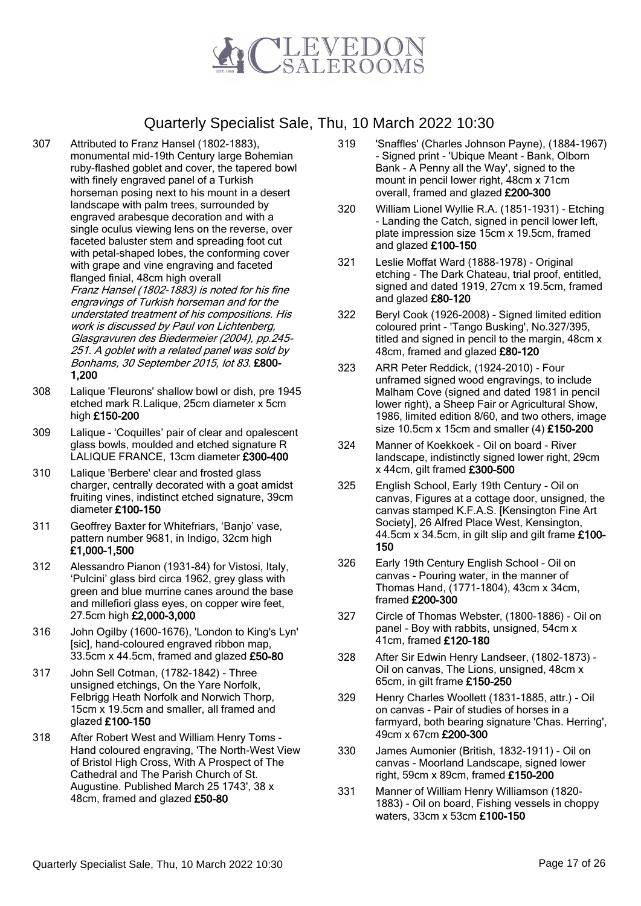# Quarterly Specialist Sale, Thu, 10 March 2022 10:30

307 Attributed to Franz Hansel (1802-1883), monumental mid-19th Century large Bohemian ruby-flashed goblet and cover, the tapered bowl with finely engraved panel of a Turkish horseman posing next to his mount in a desert landscape with palm trees, surrounded by engraved arabesque decoration and with a single oculus viewing lens on the reverse, over faceted baluster stem and spreading foot cut with petal-shaped lobes, the conforming cover with grape and vine engraving and faceted flanged finial, 48cm high overall
*Franz Hansel (1802-1883) is noted for his fine engravings of Turkish horseman and for the understated treatment of his compositions. His work is discussed by Paul von Lichtenberg, Glasgravuren des Biedermeier (2004), pp.245-251. A goblet with a related panel was sold by Bonhams, 30 September 2015, lot 83.* **£800-1,200**

308 Lalique 'Fleurons' shallow bowl or dish, pre 1945 etched mark R.Lalique, 25cm diameter x 5cm high **£150-200**

309 Lalique – 'Coquilles' pair of clear and opalescent glass bowls, moulded and etched signature R LALIQUE FRANCE, 13cm diameter **£300-400**

310 Lalique 'Berbere' clear and frosted glass charger, centrally decorated with a goat amidst fruiting vines, indistinct etched signature, 39cm diameter **£100-150**

311 Geoffrey Baxter for Whitefriars, 'Banjo' vase, pattern number 9681, in Indigo, 32cm high **£1,000-1,500**

312 Alessandro Pianon (1931-84) for Vistosi, Italy, 'Pulcini' glass bird circa 1962, grey glass with green and blue murrine canes around the base and millefiori glass eyes, on copper wire feet, 27.5cm high **£2,000-3,000**

316 John Ogilby (1600-1676), 'London to King's Lyn' [sic], hand-coloured engraved ribbon map, 33.5cm x 44.5cm, framed and glazed **£50-80**

317 John Sell Cotman, (1782-1842) - Three unsigned etchings, On the Yare Norfolk, Felbrigg Heath Norfolk and Norwich Thorp, 15cm x 19.5cm and smaller, all framed and glazed **£100-150**

318 After Robert West and William Henry Toms - Hand coloured engraving, 'The North-West View of Bristol High Cross, With A Prospect of The Cathedral and The Parish Church of St. Augustine. Published March 25 1743', 38 x 48cm, framed and glazed **£50-80**

319 'Snaffles' (Charles Johnson Payne), (1884-1967) - Signed print - 'Ubique Meant - Bank, Olborn Bank - A Penny all the Way', signed to the mount in pencil lower right, 48cm x 71cm overall, framed and glazed **£200-300**

320 William Lionel Wyllie R.A. (1851-1931) - Etching - Landing the Catch, signed in pencil lower left, plate impression size 15cm x 19.5cm, framed and glazed **£100-150**

321 Leslie Moffat Ward (1888-1978) - Original etching - The Dark Chateau, trial proof, entitled, signed and dated 1919, 27cm x 19.5cm, framed and glazed **£80-120**

322 Beryl Cook (1926-2008) - Signed limited edition coloured print - 'Tango Busking', No.327/395, titled and signed in pencil to the margin, 48cm x 48cm, framed and glazed **£80-120**

323 ARR Peter Reddick, (1924-2010) - Four unframed signed wood engravings, to include Malham Cove (signed and dated 1981 in pencil lower right), a Sheep Fair or Agricultural Show, 1986, limited edition 8/60, and two others, image size 10.5cm x 15cm and smaller (4) **£150-200**

324 Manner of Koekkoek - Oil on board - River landscape, indistinctly signed lower right, 29cm x 44cm, gilt framed **£300-500**

325 English School, Early 19th Century - Oil on canvas, Figures at a cottage door, unsigned, the canvas stamped K.F.A.S. [Kensington Fine Art Society], 26 Alfred Place West, Kensington, 44.5cm x 34.5cm, in gilt slip and gilt frame **£100-150**

326 Early 19th Century English School - Oil on canvas - Pouring water, in the manner of Thomas Hand, (1771-1804), 43cm x 34cm, framed **£200-300**

327 Circle of Thomas Webster, (1800-1886) - Oil on panel - Boy with rabbits, unsigned, 54cm x 41cm, framed **£120-180**

328 After Sir Edwin Henry Landseer, (1802-1873) - Oil on canvas, The Lions, unsigned, 48cm x 65cm, in gilt frame **£150-250**

329 Henry Charles Woollett (1831-1885, attr.) - Oil on canvas - Pair of studies of horses in a farmyard, both bearing signature 'Chas. Herring', 49cm x 67cm **£200-300**

330 James Aumonier (British, 1832-1911) - Oil on canvas - Moorland Landscape, signed lower right, 59cm x 89cm, framed **£150-200**

331 Manner of William Henry Williamson (1820-1883) - Oil on board, Fishing vessels in choppy waters, 33cm x 53cm **£100-150**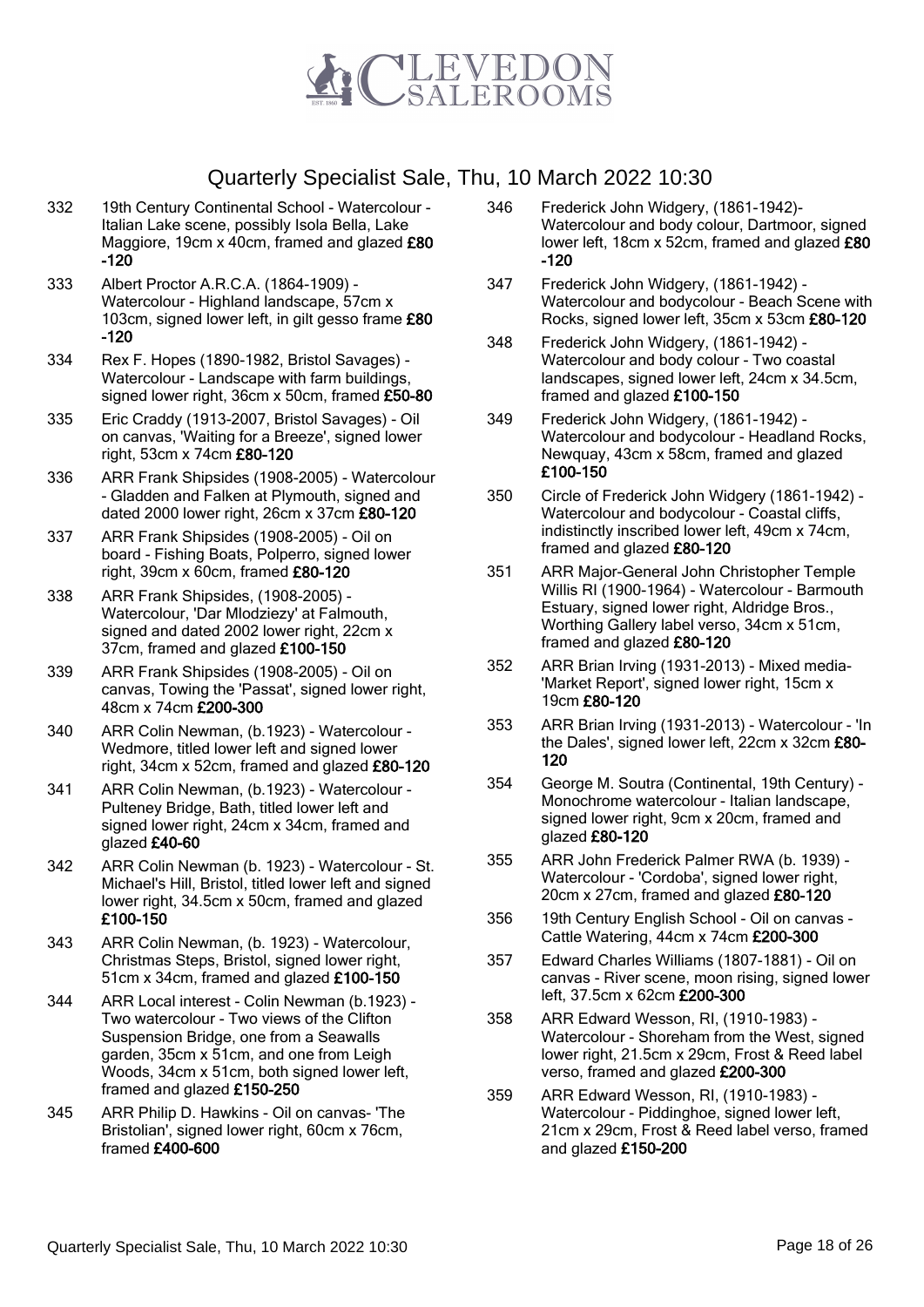# Quarterly Specialist Sale, Thu, 10 March 2022 10:30

332 19th Century Continental School - Watercolour - Italian Lake scene, possibly Isola Bella, Lake Maggiore, 19cm x 40cm, framed and glazed **£80-120**

333 Albert Proctor A.R.C.A. (1864-1909) - Watercolour - Highland landscape, 57cm x 103cm, signed lower left, in gilt gesso frame **£80-120**

334 Rex F. Hopes (1890-1982, Bristol Savages) - Watercolour - Landscape with farm buildings, signed lower right, 36cm x 50cm, framed **£50-80**

335 Eric Craddy (1913-2007, Bristol Savages) - Oil on canvas, 'Waiting for a Breeze', signed lower right, 53cm x 74cm **£80-120**

336 ARR Frank Shipsides (1908-2005) - Watercolour - Gladden and Falken at Plymouth, signed and dated 2000 lower right, 26cm x 37cm **£80-120**

337 ARR Frank Shipsides (1908-2005) - Oil on board - Fishing Boats, Polperro, signed lower right, 39cm x 60cm, framed **£80-120**

338 ARR Frank Shipsides, (1908-2005) - Watercolour, 'Dar Mlodziezy' at Falmouth, signed and dated 2002 lower right, 22cm x 37cm, framed and glazed **£100-150**

339 ARR Frank Shipsides (1908-2005) - Oil on canvas, Towing the 'Passat', signed lower right, 48cm x 74cm **£200-300**

340 ARR Colin Newman, (b.1923) - Watercolour - Wedmore, titled lower left and signed lower right, 34cm x 52cm, framed and glazed **£80-120**

341 ARR Colin Newman, (b.1923) - Watercolour - Pulteney Bridge, Bath, titled lower left and signed lower right, 24cm x 34cm, framed and glazed **£40-60**

342 ARR Colin Newman (b. 1923) - Watercolour - St. Michael's Hill, Bristol, titled lower left and signed lower right, 34.5cm x 50cm, framed and glazed **£100-150**

343 ARR Colin Newman, (b. 1923) - Watercolour, Christmas Steps, Bristol, signed lower right, 51cm x 34cm, framed and glazed **£100-150**

344 ARR Local interest - Colin Newman (b.1923) - Two watercolour - Two views of the Clifton Suspension Bridge, one from a Seawalls garden, 35cm x 51cm, and one from Leigh Woods, 34cm x 51cm, both signed lower left, framed and glazed **£150-250**

345 ARR Philip D. Hawkins - Oil on canvas- 'The Bristolian', signed lower right, 60cm x 76cm, framed **£400-600**

346 Frederick John Widgery, (1861-1942)- Watercolour and body colour, Dartmoor, signed lower left, 18cm x 52cm, framed and glazed **£80-120**

347 Frederick John Widgery, (1861-1942) - Watercolour and bodycolour - Beach Scene with Rocks, signed lower left, 35cm x 53cm **£80-120**

348 Frederick John Widgery, (1861-1942) - Watercolour and body colour - Two coastal landscapes, signed lower left, 24cm x 34.5cm, framed and glazed **£100-150**

349 Frederick John Widgery, (1861-1942) - Watercolour and bodycolour - Headland Rocks, Newquay, 43cm x 58cm, framed and glazed **£100-150**

350 Circle of Frederick John Widgery (1861-1942) - Watercolour and bodycolour - Coastal cliffs, indistinctly inscribed lower left, 49cm x 74cm, framed and glazed **£80-120**

351 ARR Major-General John Christopher Temple Willis RI (1900-1964) - Watercolour - Barmouth Estuary, signed lower right, Aldridge Bros., Worthing Gallery label verso, 34cm x 51cm, framed and glazed **£80-120**

352 ARR Brian Irving (1931-2013) - Mixed media- 'Market Report', signed lower right, 15cm x 19cm **£80-120**

353 ARR Brian Irving (1931-2013) - Watercolour - 'In the Dales', signed lower left, 22cm x 32cm **£80-120**

354 George M. Soutra (Continental, 19th Century) - Monochrome watercolour - Italian landscape, signed lower right, 9cm x 20cm, framed and glazed **£80-120**

355 ARR John Frederick Palmer RWA (b. 1939) - Watercolour - 'Cordoba', signed lower right, 20cm x 27cm, framed and glazed **£80-120**

356 19th Century English School - Oil on canvas - Cattle Watering, 44cm x 74cm **£200-300**

357 Edward Charles Williams (1807-1881) - Oil on canvas - River scene, moon rising, signed lower left, 37.5cm x 62cm **£200-300**

358 ARR Edward Wesson, RI, (1910-1983) - Watercolour - Shoreham from the West, signed lower right, 21.5cm x 29cm, Frost & Reed label verso, framed and glazed **£200-300**

359 ARR Edward Wesson, RI, (1910-1983) - Watercolour - Piddinghoe, signed lower left, 21cm x 29cm, Frost & Reed label verso, framed and glazed **£150-200**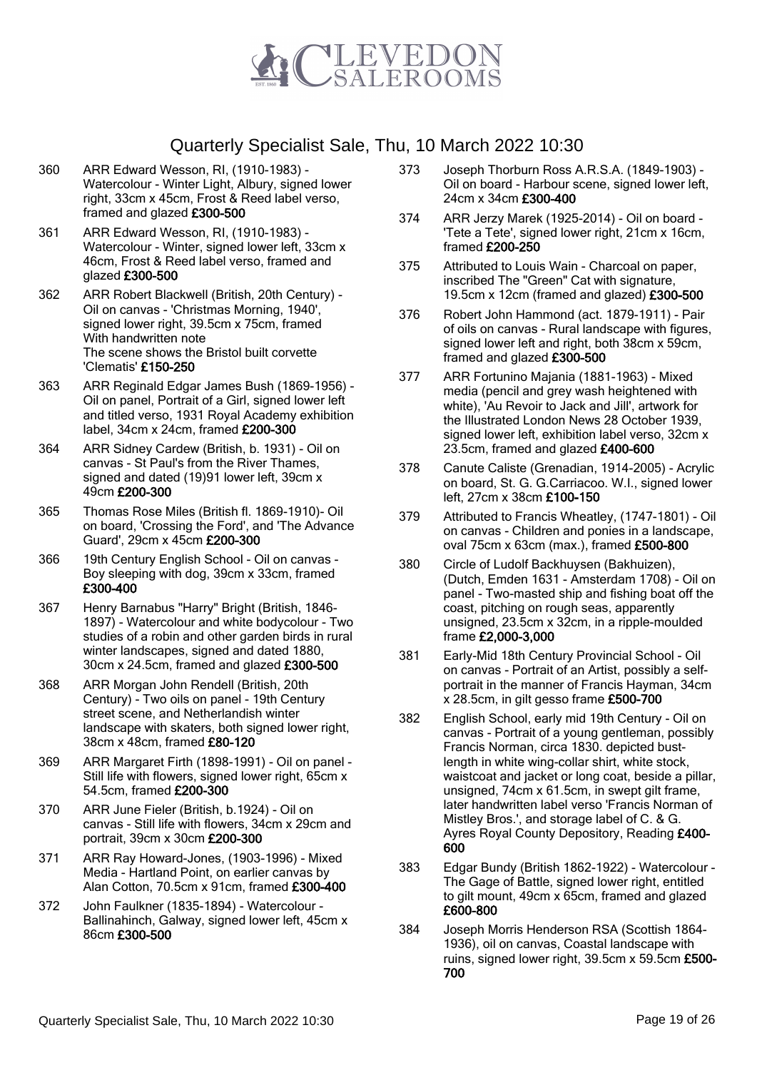# Quarterly Specialist Sale, Thu, 10 March 2022 10:30

360 ARR Edward Wesson, RI, (1910-1983) - Watercolour - Winter Light, Albury, signed lower right, 33cm x 45cm, Frost & Reed label verso, framed and glazed **£300-500**

361 ARR Edward Wesson, RI, (1910-1983) - Watercolour - Winter, signed lower left, 33cm x 46cm, Frost & Reed label verso, framed and glazed **£300-500**

362 ARR Robert Blackwell (British, 20th Century) - Oil on canvas - 'Christmas Morning, 1940', signed lower right, 39.5cm x 75cm, framed
With handwritten note
The scene shows the Bristol built corvette 'Clematis' **£150-250**

363 ARR Reginald Edgar James Bush (1869-1956) - Oil on panel, Portrait of a Girl, signed lower left and titled verso, 1931 Royal Academy exhibition label, 34cm x 24cm, framed **£200-300**

364 ARR Sidney Cardew (British, b. 1931) - Oil on canvas - St Paul's from the River Thames, signed and dated (19)91 lower left, 39cm x 49cm **£200-300**

365 Thomas Rose Miles (British fl. 1869-1910)- Oil on board, 'Crossing the Ford', and 'The Advance Guard', 29cm x 45cm **£200-300**

366 19th Century English School - Oil on canvas - Boy sleeping with dog, 39cm x 33cm, framed **£300-400**

367 Henry Barnabus "Harry" Bright (British, 1846-1897) - Watercolour and white bodycolour - Two studies of a robin and other garden birds in rural winter landscapes, signed and dated 1880, 30cm x 24.5cm, framed and glazed **£300-500**

368 ARR Morgan John Rendell (British, 20th Century) - Two oils on panel - 19th Century street scene, and Netherlandish winter landscape with skaters, both signed lower right, 38cm x 48cm, framed **£80-120**

369 ARR Margaret Firth (1898-1991) - Oil on panel - Still life with flowers, signed lower right, 65cm x 54.5cm, framed **£200-300**

370 ARR June Fieler (British, b.1924) - Oil on canvas - Still life with flowers, 34cm x 29cm and portrait, 39cm x 30cm **£200-300**

371 ARR Ray Howard-Jones, (1903-1996) - Mixed Media - Hartland Point, on earlier canvas by Alan Cotton, 70.5cm x 91cm, framed **£300-400**

372 John Faulkner (1835-1894) - Watercolour - Ballinahinch, Galway, signed lower left, 45cm x 86cm **£300-500**

373 Joseph Thorburn Ross A.R.S.A. (1849-1903) - Oil on board - Harbour scene, signed lower left, 24cm x 34cm **£300-400**

374 ARR Jerzy Marek (1925-2014) - Oil on board - 'Tete a Tete', signed lower right, 21cm x 16cm, framed **£200-250**

375 Attributed to Louis Wain - Charcoal on paper, inscribed The "Green" Cat with signature, 19.5cm x 12cm (framed and glazed) **£300-500**

376 Robert John Hammond (act. 1879-1911) - Pair of oils on canvas - Rural landscape with figures, signed lower left and right, both 38cm x 59cm, framed and glazed **£300-500**

377 ARR Fortunino Majania (1881-1963) - Mixed media (pencil and grey wash heightened with white), 'Au Revoir to Jack and Jill', artwork for the Illustrated London News 28 October 1939, signed lower left, exhibition label verso, 32cm x 23.5cm, framed and glazed **£400-600**

378 Canute Caliste (Grenadian, 1914-2005) - Acrylic on board, St. G. G.Carriacoo. W.I., signed lower left, 27cm x 38cm **£100-150**

379 Attributed to Francis Wheatley, (1747-1801) - Oil on canvas - Children and ponies in a landscape, oval 75cm x 63cm (max.), framed **£500-800**

380 Circle of Ludolf Backhuysen (Bakhuizen), (Dutch, Emden 1631 - Amsterdam 1708) - Oil on panel - Two-masted ship and fishing boat off the coast, pitching on rough seas, apparently unsigned, 23.5cm x 32cm, in a ripple-moulded frame **£2,000-3,000**

381 Early-Mid 18th Century Provincial School - Oil on canvas - Portrait of an Artist, possibly a self-portrait in the manner of Francis Hayman, 34cm x 28.5cm, in gilt gesso frame **£500-700**

382 English School, early mid 19th Century - Oil on canvas - Portrait of a young gentleman, possibly Francis Norman, circa 1830. depicted bust-length in white wing-collar shirt, white stock, waistcoat and jacket or long coat, beside a pillar, unsigned, 74cm x 61.5cm, in swept gilt frame, later handwritten label verso 'Francis Norman of Mistley Bros.', and storage label of C. & G. Ayres Royal County Depository, Reading **£400-600**

383 Edgar Bundy (British 1862-1922) - Watercolour - The Gage of Battle, signed lower right, entitled to gilt mount, 49cm x 65cm, framed and glazed **£600-800**

384 Joseph Morris Henderson RSA (Scottish 1864-1936), oil on canvas, Coastal landscape with ruins, signed lower right, 39.5cm x 59.5cm **£500-700**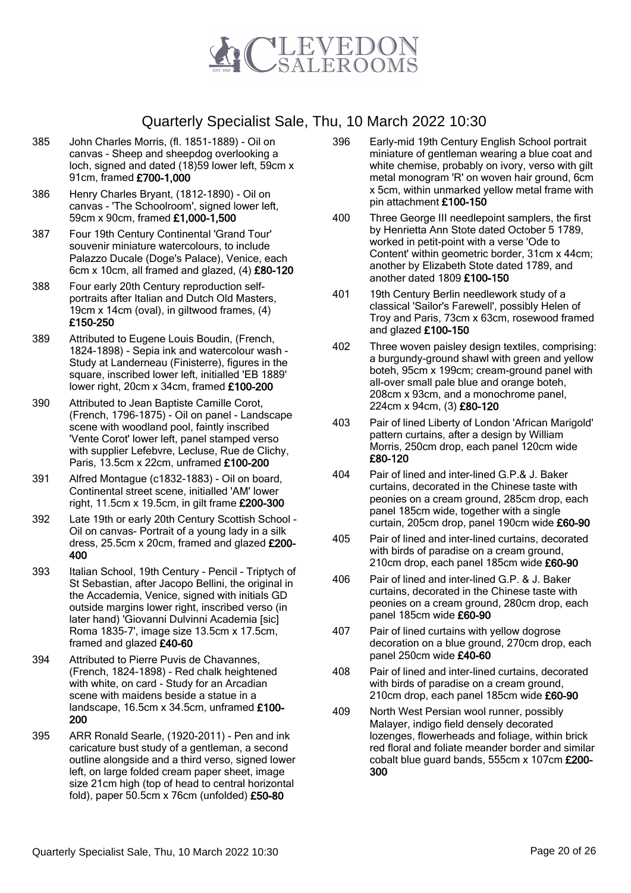# Quarterly Specialist Sale, Thu, 10 March 2022 10:30

385 John Charles Morris, (fl. 1851-1889) - Oil on canvas - Sheep and sheepdog overlooking a loch, signed and dated (18)59 lower left, 59cm x 91cm, framed **£700-1,000**

386 Henry Charles Bryant, (1812-1890) - Oil on canvas - 'The Schoolroom', signed lower left, 59cm x 90cm, framed **£1,000-1,500**

387 Four 19th Century Continental 'Grand Tour' souvenir miniature watercolours, to include Palazzo Ducale (Doge's Palace), Venice, each 6cm x 10cm, all framed and glazed, (4) **£80-120**

388 Four early 20th Century reproduction self-portraits after Italian and Dutch Old Masters, 19cm x 14cm (oval), in giltwood frames, (4) **£150-250**

389 Attributed to Eugene Louis Boudin, (French, 1824-1898) - Sepia ink and watercolour wash - Study at Landerneau (Finisterre), figures in the square, inscribed lower left, initialled 'EB 1889' lower right, 20cm x 34cm, framed **£100-200**

390 Attributed to Jean Baptiste Camille Corot, (French, 1796-1875) - Oil on panel - Landscape scene with woodland pool, faintly inscribed 'Vente Corot' lower left, panel stamped verso with supplier Lefebvre, Lecluse, Rue de Clichy, Paris, 13.5cm x 22cm, unframed **£100-200**

391 Alfred Montague (c1832-1883) - Oil on board, Continental street scene, initialled 'AM' lower right, 11.5cm x 19.5cm, in gilt frame **£200-300**

392 Late 19th or early 20th Century Scottish School - Oil on canvas- Portrait of a young lady in a silk dress, 25.5cm x 20cm, framed and glazed **£200-400**

393 Italian School, 19th Century - Pencil - Triptych of St Sebastian, after Jacopo Bellini, the original in the Accademia, Venice, signed with initials GD outside margins lower right, inscribed verso (in later hand) 'Giovanni Dulvinni Academia [sic] Roma 1835-7', image size 13.5cm x 17.5cm, framed and glazed **£40-60**

394 Attributed to Pierre Puvis de Chavannes, (French, 1824-1898) - Red chalk heightened with white, on card - Study for an Arcadian scene with maidens beside a statue in a landscape, 16.5cm x 34.5cm, unframed **£100-200**

395 ARR Ronald Searle, (1920-2011) - Pen and ink caricature bust study of a gentleman, a second outline alongside and a third verso, signed lower left, on large folded cream paper sheet, image size 21cm high (top of head to central horizontal fold), paper 50.5cm x 76cm (unfolded) **£50-80**

396 Early-mid 19th Century English School portrait miniature of gentleman wearing a blue coat and white chemise, probably on ivory, verso with gilt metal monogram 'R' on woven hair ground, 6cm x 5cm, within unmarked yellow metal frame with pin attachment **£100-150**

400 Three George III needlepoint samplers, the first by Henrietta Ann Stote dated October 5 1789, worked in petit-point with a verse 'Ode to Content' within geometric border, 31cm x 44cm; another by Elizabeth Stote dated 1789, and another dated 1809 **£100-150**

401 19th Century Berlin needlework study of a classical 'Sailor's Farewell', possibly Helen of Troy and Paris, 73cm x 63cm, rosewood framed and glazed **£100-150**

402 Three woven paisley design textiles, comprising: a burgundy-ground shawl with green and yellow boteh, 95cm x 199cm; cream-ground panel with all-over small pale blue and orange boteh, 208cm x 93cm, and a monochrome panel, 224cm x 94cm, (3) **£80-120**

403 Pair of lined Liberty of London 'African Marigold' pattern curtains, after a design by William Morris, 250cm drop, each panel 120cm wide **£80-120**

404 Pair of lined and inter-lined G.P.& J. Baker curtains, decorated in the Chinese taste with peonies on a cream ground, 285cm drop, each panel 185cm wide, together with a single curtain, 205cm drop, panel 190cm wide **£60-90**

405 Pair of lined and inter-lined curtains, decorated with birds of paradise on a cream ground, 210cm drop, each panel 185cm wide **£60-90**

406 Pair of lined and inter-lined G.P. & J. Baker curtains, decorated in the Chinese taste with peonies on a cream ground, 280cm drop, each panel 185cm wide **£60-90**

407 Pair of lined curtains with yellow dogrose decoration on a blue ground, 270cm drop, each panel 250cm wide **£40-60**

408 Pair of lined and inter-lined curtains, decorated with birds of paradise on a cream ground, 210cm drop, each panel 185cm wide **£60-90**

409 North West Persian wool runner, possibly Malayer, indigo field densely decorated lozenges, flowerheads and foliage, within brick red floral and foliate meander border and similar cobalt blue guard bands, 555cm x 107cm **£200-300**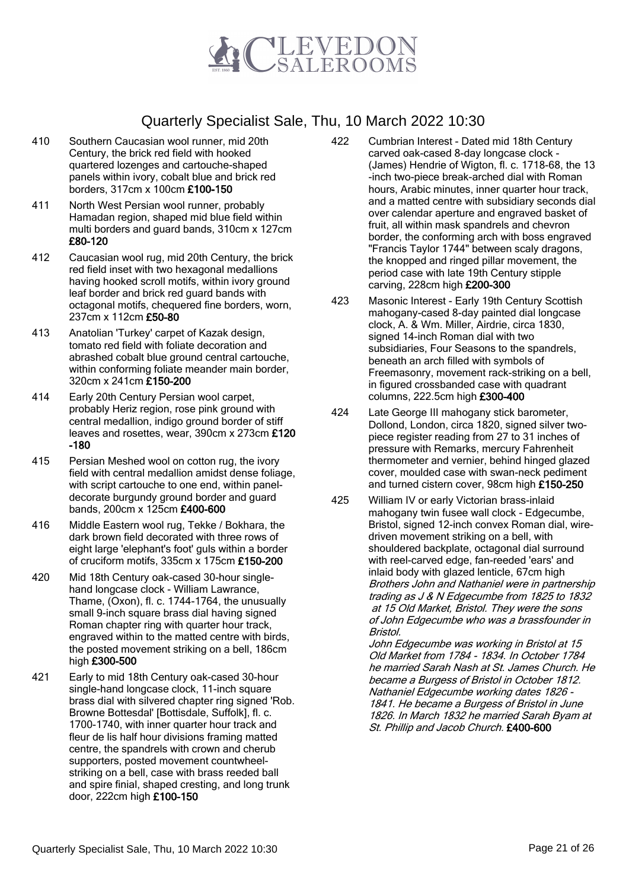# Quarterly Specialist Sale, Thu, 10 March 2022 10:30

410 Southern Caucasian wool runner, mid 20th Century, the brick red field with hooked quartered lozenges and cartouche-shaped panels within ivory, cobalt blue and brick red borders, 317cm x 100cm **£100-150**

411 North West Persian wool runner, probably Hamadan region, shaped mid blue field within multi borders and guard bands, 310cm x 127cm **£80-120**

412 Caucasian wool rug, mid 20th Century, the brick red field inset with two hexagonal medallions having hooked scroll motifs, within ivory ground leaf border and brick red guard bands with octagonal motifs, chequered fine borders, worn, 237cm x 112cm **£50-80**

413 Anatolian 'Turkey' carpet of Kazak design, tomato red field with foliate decoration and abrashed cobalt blue ground central cartouche, within conforming foliate meander main border, 320cm x 241cm **£150-200**

414 Early 20th Century Persian wool carpet, probably Heriz region, rose pink ground with central medallion, indigo ground border of stiff leaves and rosettes, wear, 390cm x 273cm **£120-180**

415 Persian Meshed wool on cotton rug, the ivory field with central medallion amidst dense foliage, with script cartouche to one end, within panel-decorate burgundy ground border and guard bands, 200cm x 125cm **£400-600**

416 Middle Eastern wool rug, Tekke / Bokhara, the dark brown field decorated with three rows of eight large 'elephant's foot' guls within a border of cruciform motifs, 335cm x 175cm **£150-200**

420 Mid 18th Century oak-cased 30-hour single-hand longcase clock - William Lawrance, Thame, (Oxon), fl. c. 1744-1764, the unusually small 9-inch square brass dial having signed Roman chapter ring with quarter hour track, engraved within to the matted centre with birds, the posted movement striking on a bell, 186cm high **£300-500**

421 Early to mid 18th Century oak-cased 30-hour single-hand longcase clock, 11-inch square brass dial with silvered chapter ring signed 'Rob. Browne Bottesdal' [Bottisdale, Suffolk], fl. c. 1700-1740, with inner quarter hour track and fleur de lis half hour divisions framing matted centre, the spandrels with crown and cherub supporters, posted movement countwheel-striking on a bell, case with brass reeded ball and spire finial, shaped cresting, and long trunk door, 222cm high **£100-150**

422 Cumbrian Interest - Dated mid 18th Century carved oak-cased 8-day longcase clock - (James) Hendrie of Wigton, fl. c. 1718-68, the 13-inch two-piece break-arched dial with Roman hours, Arabic minutes, inner quarter hour track, and a matted centre with subsidiary seconds dial over calendar aperture and engraved basket of fruit, all within mask spandrels and chevron border, the conforming arch with boss engraved "Francis Taylor 1744" between scaly dragons, the knopped and ringed pillar movement, the period case with late 19th Century stipple carving, 228cm high **£200-300**

423 Masonic Interest - Early 19th Century Scottish mahogany-cased 8-day painted dial longcase clock, A. & Wm. Miller, Airdrie, circa 1830, signed 14-inch Roman dial with two subsidiaries, Four Seasons to the spandrels, beneath an arch filled with symbols of Freemasonry, movement rack-striking on a bell, in figured crossbanded case with quadrant columns, 222.5cm high **£300-400**

424 Late George III mahogany stick barometer, Dollond, London, circa 1820, signed silver two-piece register reading from 27 to 31 inches of pressure with Remarks, mercury Fahrenheit thermometer and vernier, behind hinged glazed cover, moulded case with swan-neck pediment and turned cistern cover, 98cm high **£150-250**

425 William IV or early Victorian brass-inlaid mahogany twin fusee wall clock - Edgecumbe, Bristol, signed 12-inch convex Roman dial, wire-driven movement striking on a bell, with shouldered backplate, octagonal dial surround with reel-carved edge, fan-reeded 'ears' and inlaid body with glazed lenticle, 67cm high
*Brothers John and Nathaniel were in partnership trading as J & N Edgecumbe from 1825 to 1832 at 15 Old Market, Bristol. They were the sons of John Edgecumbe who was a brassfounder in Bristol.*
*John Edgecumbe was working in Bristol at 15 Old Market from 1784 - 1834. In October 1784 he married Sarah Nash at St. James Church. He became a Burgess of Bristol in October 1812. Nathaniel Edgecumbe working dates 1826 - 1841. He became a Burgess of Bristol in June 1826. In March 1832 he married Sarah Byam at St. Phillip and Jacob Church.* **£400-600**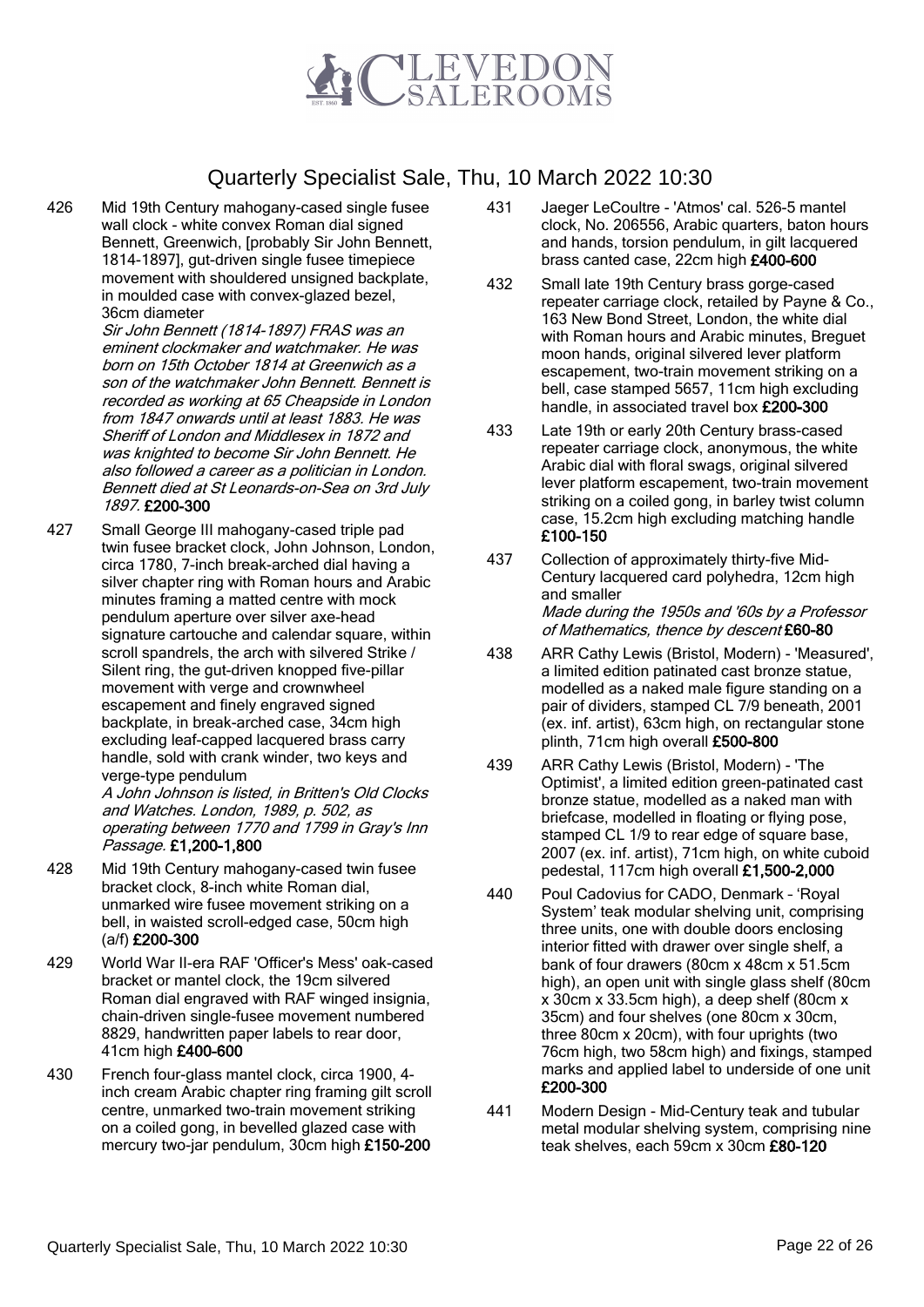# Quarterly Specialist Sale, Thu, 10 March 2022 10:30

426 Mid 19th Century mahogany-cased single fusee wall clock - white convex Roman dial signed Bennett, Greenwich, [probably Sir John Bennett, 1814-1897], gut-driven single fusee timepiece movement with shouldered unsigned backplate, in moulded case with convex-glazed bezel, 36cm diameter
*Sir John Bennett (1814-1897) FRAS was an eminent clockmaker and watchmaker. He was born on 15th October 1814 at Greenwich as a son of the watchmaker John Bennett. Bennett is recorded as working at 65 Cheapside in London from 1847 onwards until at least 1883. He was Sheriff of London and Middlesex in 1872 and was knighted to become Sir John Bennett. He also followed a career as a politician in London. Bennett died at St Leonards-on-Sea on 3rd July 1897.* **£200-300**

427 Small George III mahogany-cased triple pad twin fusee bracket clock, John Johnson, London, circa 1780, 7-inch break-arched dial having a silver chapter ring with Roman hours and Arabic minutes framing a matted centre with mock pendulum aperture over silver axe-head signature cartouche and calendar square, within scroll spandrels, the arch with silvered Strike / Silent ring, the gut-driven knopped five-pillar movement with verge and crownwheel escapement and finely engraved signed backplate, in break-arched case, 34cm high excluding leaf-capped lacquered brass carry handle, sold with crank winder, two keys and verge-type pendulum
*A John Johnson is listed, in Britten's Old Clocks and Watches. London, 1989, p. 502, as operating between 1770 and 1799 in Gray's Inn Passage.* **£1,200-1,800**

428 Mid 19th Century mahogany-cased twin fusee bracket clock, 8-inch white Roman dial, unmarked wire fusee movement striking on a bell, in waisted scroll-edged case, 50cm high (a/f) **£200-300**

429 World War II-era RAF 'Officer's Mess' oak-cased bracket or mantel clock, the 19cm silvered Roman dial engraved with RAF winged insignia, chain-driven single-fusee movement numbered 8829, handwritten paper labels to rear door, 41cm high **£400-600**

430 French four-glass mantel clock, circa 1900, 4-inch cream Arabic chapter ring framing gilt scroll centre, unmarked two-train movement striking on a coiled gong, in bevelled glazed case with mercury two-jar pendulum, 30cm high **£150-200**

431 Jaeger LeCoultre - 'Atmos' cal. 526-5 mantel clock, No. 206556, Arabic quarters, baton hours and hands, torsion pendulum, in gilt lacquered brass canted case, 22cm high **£400-600**

432 Small late 19th Century brass gorge-cased repeater carriage clock, retailed by Payne & Co., 163 New Bond Street, London, the white dial with Roman hours and Arabic minutes, Breguet moon hands, original silvered lever platform escapement, two-train movement striking on a bell, case stamped 5657, 11cm high excluding handle, in associated travel box **£200-300**

433 Late 19th or early 20th Century brass-cased repeater carriage clock, anonymous, the white Arabic dial with floral swags, original silvered lever platform escapement, two-train movement striking on a coiled gong, in barley twist column case, 15.2cm high excluding matching handle **£100-150**

437 Collection of approximately thirty-five Mid-Century lacquered card polyhedra, 12cm high and smaller
*Made during the 1950s and '60s by a Professor of Mathematics, thence by descent* **£60-80**

438 ARR Cathy Lewis (Bristol, Modern) - 'Measured', a limited edition patinated cast bronze statue, modelled as a naked male figure standing on a pair of dividers, stamped CL 7/9 beneath, 2001 (ex. inf. artist), 63cm high, on rectangular stone plinth, 71cm high overall **£500-800**

439 ARR Cathy Lewis (Bristol, Modern) - 'The Optimist', a limited edition green-patinated cast bronze statue, modelled as a naked man with briefcase, modelled in floating or flying pose, stamped CL 1/9 to rear edge of square base, 2007 (ex. inf. artist), 71cm high, on white cuboid pedestal, 117cm high overall **£1,500-2,000**

440 Poul Cadovius for CADO, Denmark – 'Royal System' teak modular shelving unit, comprising three units, one with double doors enclosing interior fitted with drawer over single shelf, a bank of four drawers (80cm x 48cm x 51.5cm high), an open unit with single glass shelf (80cm x 30cm x 33.5cm high), a deep shelf (80cm x 35cm) and four shelves (one 80cm x 30cm, three 80cm x 20cm), with four uprights (two 76cm high, two 58cm high) and fixings, stamped marks and applied label to underside of one unit **£200-300**

441 Modern Design - Mid-Century teak and tubular metal modular shelving system, comprising nine teak shelves, each 59cm x 30cm **£80-120**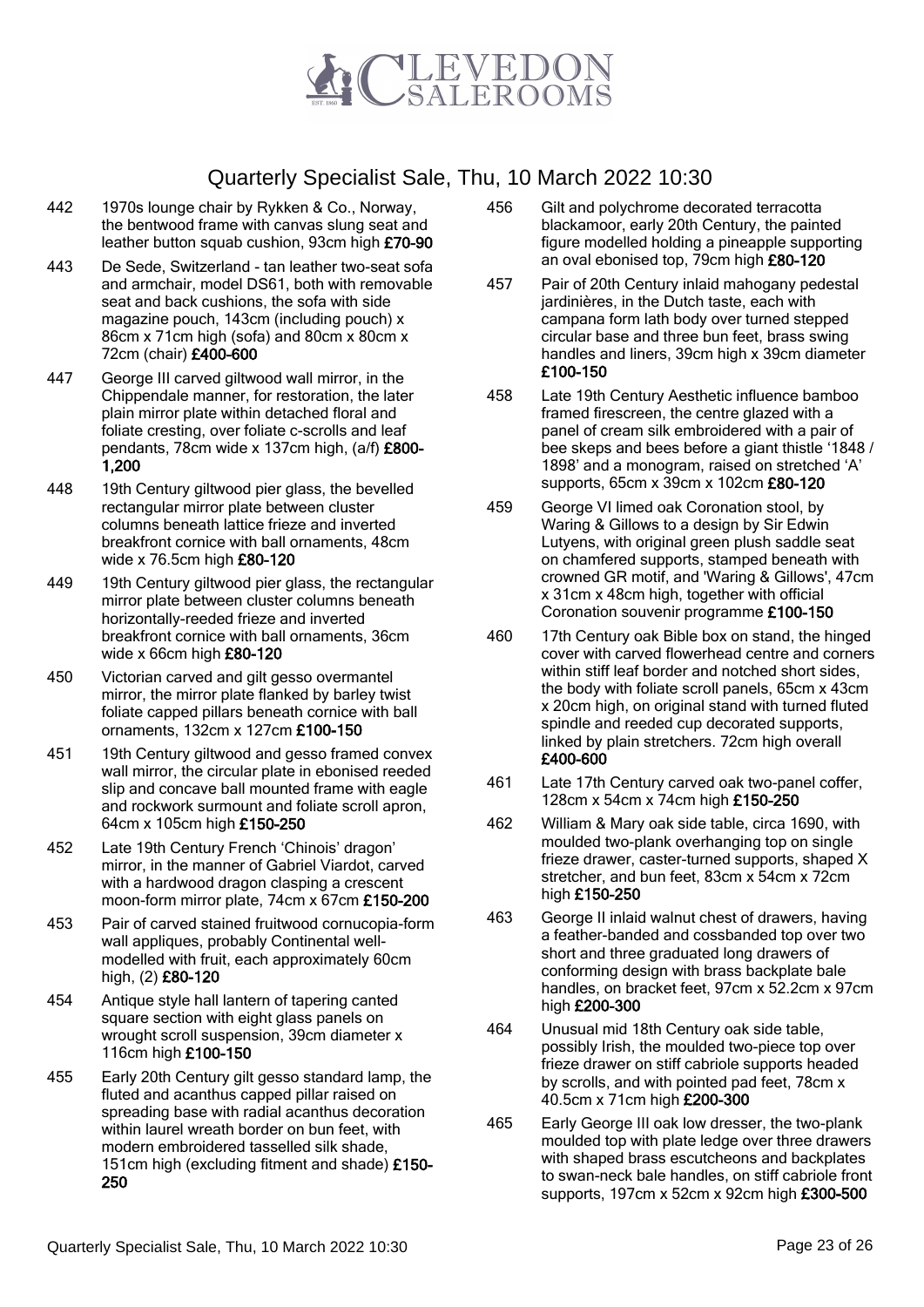# Quarterly Specialist Sale, Thu, 10 March 2022 10:30

442 1970s lounge chair by Rykken & Co., Norway, the bentwood frame with canvas slung seat and leather button squab cushion, 93cm high **£70-90**

443 De Sede, Switzerland - tan leather two-seat sofa and armchair, model DS61, both with removable seat and back cushions, the sofa with side magazine pouch, 143cm (including pouch) x 86cm x 71cm high (sofa) and 80cm x 80cm x 72cm (chair) **£400-600**

447 George III carved giltwood wall mirror, in the Chippendale manner, for restoration, the later plain mirror plate within detached floral and foliate cresting, over foliate c-scrolls and leaf pendants, 78cm wide x 137cm high, (a/f) **£800-1,200**

448 19th Century giltwood pier glass, the bevelled rectangular mirror plate between cluster columns beneath lattice frieze and inverted breakfront cornice with ball ornaments, 48cm wide x 76.5cm high **£80-120**

449 19th Century giltwood pier glass, the rectangular mirror plate between cluster columns beneath horizontally-reeded frieze and inverted breakfront cornice with ball ornaments, 36cm wide x 66cm high **£80-120**

450 Victorian carved and gilt gesso overmantel mirror, the mirror plate flanked by barley twist foliate capped pillars beneath cornice with ball ornaments, 132cm x 127cm **£100-150**

451 19th Century giltwood and gesso framed convex wall mirror, the circular plate in ebonised reeded slip and concave ball mounted frame with eagle and rockwork surmount and foliate scroll apron, 64cm x 105cm high **£150-250**

452 Late 19th Century French 'Chinois' dragon' mirror, in the manner of Gabriel Viardot, carved with a hardwood dragon clasping a crescent moon-form mirror plate, 74cm x 67cm **£150-200**

453 Pair of carved stained fruitwood cornucopia-form wall appliques, probably Continental well-modelled with fruit, each approximately 60cm high, (2) **£80-120**

454 Antique style hall lantern of tapering canted square section with eight glass panels on wrought scroll suspension, 39cm diameter x 116cm high **£100-150**

455 Early 20th Century gilt gesso standard lamp, the fluted and acanthus capped pillar raised on spreading base with radial acanthus decoration within laurel wreath border on bun feet, with modern embroidered tasselled silk shade, 151cm high (excluding fitment and shade) **£150-250**

456 Gilt and polychrome decorated terracotta blackamoor, early 20th Century, the painted figure modelled holding a pineapple supporting an oval ebonised top, 79cm high **£80-120**

457 Pair of 20th Century inlaid mahogany pedestal jardinières, in the Dutch taste, each with campana form lath body over turned stepped circular base and three bun feet, brass swing handles and liners, 39cm high x 39cm diameter **£100-150**

458 Late 19th Century Aesthetic influence bamboo framed firescreen, the centre glazed with a panel of cream silk embroidered with a pair of bee skeps and bees before a giant thistle '1848 / 1898' and a monogram, raised on stretched 'A' supports, 65cm x 39cm x 102cm **£80-120**

459 George VI limed oak Coronation stool, by Waring & Gillows to a design by Sir Edwin Lutyens, with original green plush saddle seat on chamfered supports, stamped beneath with crowned GR motif, and 'Waring & Gillows', 47cm x 31cm x 48cm high, together with official Coronation souvenir programme **£100-150**

460 17th Century oak Bible box on stand, the hinged cover with carved flowerhead centre and corners within stiff leaf border and notched short sides, the body with foliate scroll panels, 65cm x 43cm x 20cm high, on original stand with turned fluted spindle and reeded cup decorated supports, linked by plain stretchers. 72cm high overall **£400-600**

461 Late 17th Century carved oak two-panel coffer, 128cm x 54cm x 74cm high **£150-250**

462 William & Mary oak side table, circa 1690, with moulded two-plank overhanging top on single frieze drawer, caster-turned supports, shaped X stretcher, and bun feet, 83cm x 54cm x 72cm high **£150-250**

463 George II inlaid walnut chest of drawers, having a feather-banded and cossbanded top over two short and three graduated long drawers of conforming design with brass backplate bale handles, on bracket feet, 97cm x 52.2cm x 97cm high **£200-300**

464 Unusual mid 18th Century oak side table, possibly Irish, the moulded two-piece top over frieze drawer on stiff cabriole supports headed by scrolls, and with pointed pad feet, 78cm x 40.5cm x 71cm high **£200-300**

465 Early George III oak low dresser, the two-plank moulded top with plate ledge over three drawers with shaped brass escutcheons and backplates to swan-neck bale handles, on stiff cabriole front supports, 197cm x 52cm x 92cm high **£300-500**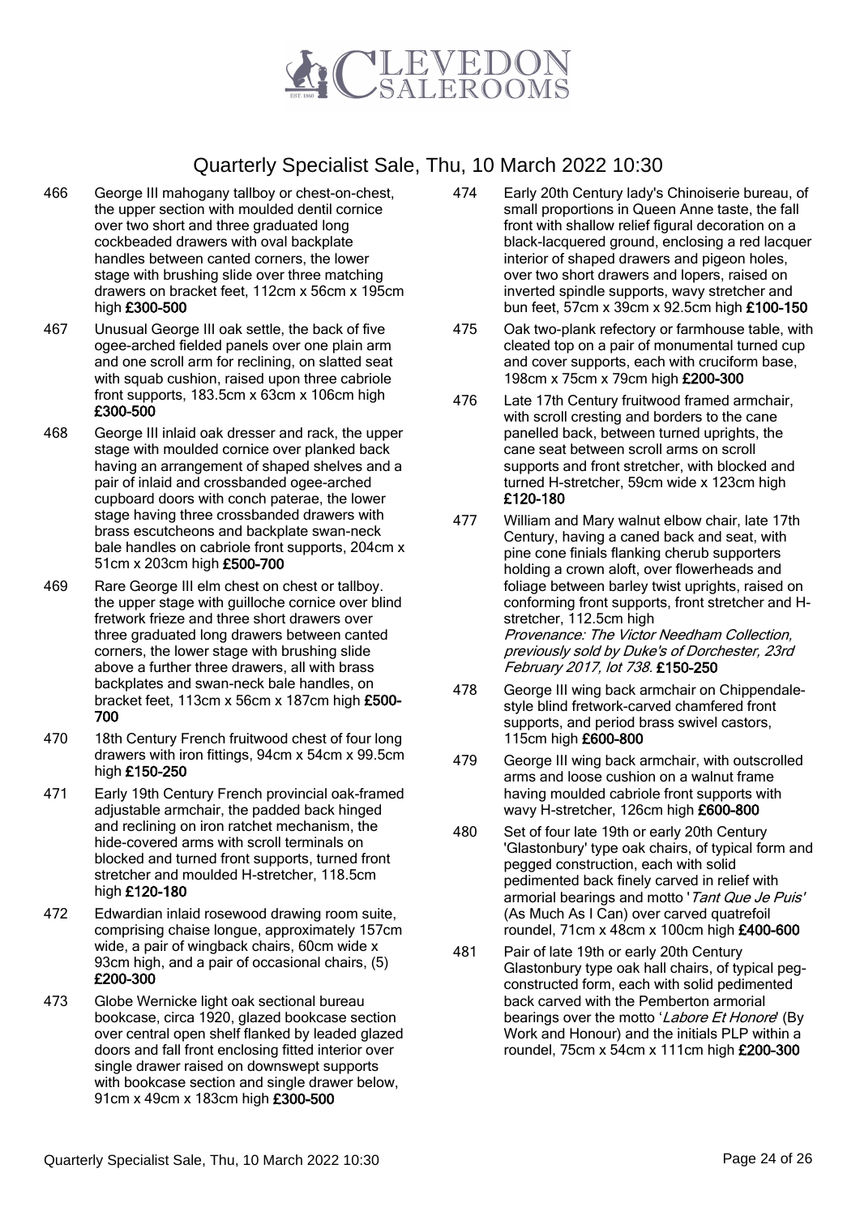# Quarterly Specialist Sale, Thu, 10 March 2022 10:30

466 George III mahogany tallboy or chest-on-chest, the upper section with moulded dentil cornice over two short and three graduated long cockbeaded drawers with oval backplate handles between canted corners, the lower stage with brushing slide over three matching drawers on bracket feet, 112cm x 56cm x 195cm high **£300-500**

467 Unusual George III oak settle, the back of five ogee-arched fielded panels over one plain arm and one scroll arm for reclining, on slatted seat with squab cushion, raised upon three cabriole front supports, 183.5cm x 63cm x 106cm high **£300-500**

468 George III inlaid oak dresser and rack, the upper stage with moulded cornice over planked back having an arrangement of shaped shelves and a pair of inlaid and crossbanded ogee-arched cupboard doors with conch paterae, the lower stage having three crossbanded drawers with brass escutcheons and backplate swan-neck bale handles on cabriole front supports, 204cm x 51cm x 203cm high **£500-700**

469 Rare George III elm chest on chest or tallboy. the upper stage with guilloche cornice over blind fretwork frieze and three short drawers over three graduated long drawers between canted corners, the lower stage with brushing slide above a further three drawers, all with brass backplates and swan-neck bale handles, on bracket feet, 113cm x 56cm x 187cm high **£500-700**

470 18th Century French fruitwood chest of four long drawers with iron fittings, 94cm x 54cm x 99.5cm high **£150-250**

471 Early 19th Century French provincial oak-framed adjustable armchair, the padded back hinged and reclining on iron ratchet mechanism, the hide-covered arms with scroll terminals on blocked and turned front supports, turned front stretcher and moulded H-stretcher, 118.5cm high **£120-180**

472 Edwardian inlaid rosewood drawing room suite, comprising chaise longue, approximately 157cm wide, a pair of wingback chairs, 60cm wide x 93cm high, and a pair of occasional chairs, (5) **£200-300**

473 Globe Wernicke light oak sectional bureau bookcase, circa 1920, glazed bookcase section over central open shelf flanked by leaded glazed doors and fall front enclosing fitted interior over single drawer raised on downswept supports with bookcase section and single drawer below, 91cm x 49cm x 183cm high **£300-500**

474 Early 20th Century lady's Chinoiserie bureau, of small proportions in Queen Anne taste, the fall front with shallow relief figural decoration on a black-lacquered ground, enclosing a red lacquer interior of shaped drawers and pigeon holes, over two short drawers and lopers, raised on inverted spindle supports, wavy stretcher and bun feet, 57cm x 39cm x 92.5cm high **£100-150**

475 Oak two-plank refectory or farmhouse table, with cleated top on a pair of monumental turned cup and cover supports, each with cruciform base, 198cm x 75cm x 79cm high **£200-300**

476 Late 17th Century fruitwood framed armchair, with scroll cresting and borders to the cane panelled back, between turned uprights, the cane seat between scroll arms on scroll supports and front stretcher, with blocked and turned H-stretcher, 59cm wide x 123cm high **£120-180**

477 William and Mary walnut elbow chair, late 17th Century, having a caned back and seat, with pine cone finials flanking cherub supporters holding a crown aloft, over flowerheads and foliage between barley twist uprights, raised on conforming front supports, front stretcher and H-stretcher, 112.5cm high
*Provenance: The Victor Needham Collection, previously sold by Duke's of Dorchester, 23rd February 2017, lot 738.* **£150-250**

478 George III wing back armchair on Chippendale-style blind fretwork-carved chamfered front supports, and period brass swivel castors, 115cm high **£600-800**

479 George III wing back armchair, with outscrolled arms and loose cushion on a walnut frame having moulded cabriole front supports with wavy H-stretcher, 126cm high **£600-800**

480 Set of four late 19th or early 20th Century 'Glastonbury' type oak chairs, of typical form and pegged construction, each with solid pedimented back finely carved in relief with armorial bearings and motto '*Tant Que Je Puis*' (As Much As I Can) over carved quatrefoil roundel, 71cm x 48cm x 100cm high **£400-600**

481 Pair of late 19th or early 20th Century Glastonbury type oak hall chairs, of typical peg-constructed form, each with solid pedimented back carved with the Pemberton armorial bearings over the motto '*Labore Et Honore*' (By Work and Honour) and the initials PLP within a roundel, 75cm x 54cm x 111cm high **£200-300**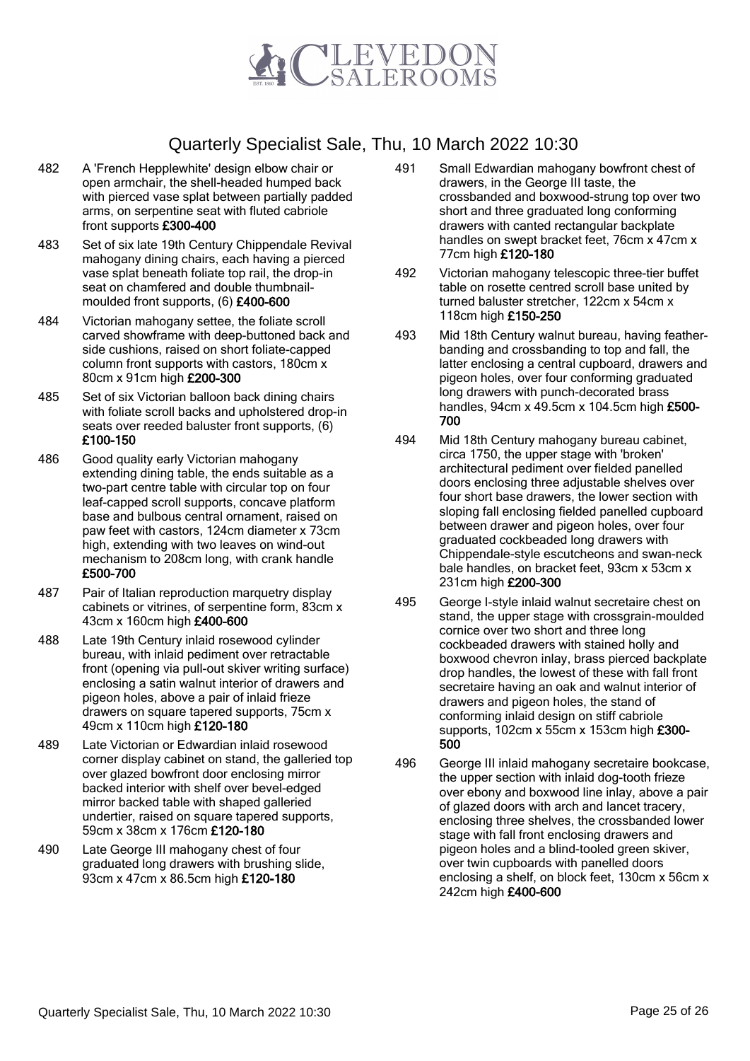# CLEVEDON SALEROOMS

## Quarterly Specialist Sale, Thu, 10 March 2022 10:30

482 A 'French Hepplewhite' design elbow chair or open armchair, the shell-headed humped back with pierced vase splat between partially padded arms, on serpentine seat with fluted cabriole front supports **£300-400**

483 Set of six late 19th Century Chippendale Revival mahogany dining chairs, each having a pierced vase splat beneath foliate top rail, the drop-in seat on chamfered and double thumbnail-moulded front supports, (6) **£400-600**

484 Victorian mahogany settee, the foliate scroll carved showframe with deep-buttoned back and side cushions, raised on short foliate-capped column front supports with castors, 180cm x 80cm x 91cm high **£200-300**

485 Set of six Victorian balloon back dining chairs with foliate scroll backs and upholstered drop-in seats over reeded baluster front supports, (6) **£100-150**

486 Good quality early Victorian mahogany extending dining table, the ends suitable as a two-part centre table with circular top on four leaf-capped scroll supports, concave platform base and bulbous central ornament, raised on paw feet with castors, 124cm diameter x 73cm high, extending with two leaves on wind-out mechanism to 208cm long, with crank handle **£500-700**

487 Pair of Italian reproduction marquetry display cabinets or vitrines, of serpentine form, 83cm x 43cm x 160cm high **£400-600**

488 Late 19th Century inlaid rosewood cylinder bureau, with inlaid pediment over retractable front (opening via pull-out skiver writing surface) enclosing a satin walnut interior of drawers and pigeon holes, above a pair of inlaid frieze drawers on square tapered supports, 75cm x 49cm x 110cm high **£120-180**

489 Late Victorian or Edwardian inlaid rosewood corner display cabinet on stand, the galleried top over glazed bowfront door enclosing mirror backed interior with shelf over bevel-edged mirror backed table with shaped galleried undertier, raised on square tapered supports, 59cm x 38cm x 176cm **£120-180**

490 Late George III mahogany chest of four graduated long drawers with brushing slide, 93cm x 47cm x 86.5cm high **£120-180**

491 Small Edwardian mahogany bowfront chest of drawers, in the George III taste, the crossbanded and boxwood-strung top over two short and three graduated long conforming drawers with canted rectangular backplate handles on swept bracket feet, 76cm x 47cm x 77cm high **£120-180**

492 Victorian mahogany telescopic three-tier buffet table on rosette centred scroll base united by turned baluster stretcher, 122cm x 54cm x 118cm high **£150-250**

493 Mid 18th Century walnut bureau, having feather-banding and crossbanding to top and fall, the latter enclosing a central cupboard, drawers and pigeon holes, over four conforming graduated long drawers with punch-decorated brass handles, 94cm x 49.5cm x 104.5cm high **£500-700**

494 Mid 18th Century mahogany bureau cabinet, circa 1750, the upper stage with 'broken' architectural pediment over fielded panelled doors enclosing three adjustable shelves over four short base drawers, the lower section with sloping fall enclosing fielded panelled cupboard between drawer and pigeon holes, over four graduated cockbeaded long drawers with Chippendale-style escutcheons and swan-neck bale handles, on bracket feet, 93cm x 53cm x 231cm high **£200-300**

495 George I-style inlaid walnut secretaire chest on stand, the upper stage with crossgrain-moulded cornice over two short and three long cockbeaded drawers with stained holly and boxwood chevron inlay, brass pierced backplate drop handles, the lowest of these with fall front secretaire having an oak and walnut interior of drawers and pigeon holes, the stand of conforming inlaid design on stiff cabriole supports, 102cm x 55cm x 153cm high **£300-500**

496 George III inlaid mahogany secretaire bookcase, the upper section with inlaid dog-tooth frieze over ebony and boxwood line inlay, above a pair of glazed doors with arch and lancet tracery, enclosing three shelves, the crossbanded lower stage with fall front enclosing drawers and pigeon holes and a blind-tooled green skiver, over twin cupboards with panelled doors enclosing a shelf, on block feet, 130cm x 56cm x 242cm high **£400-600**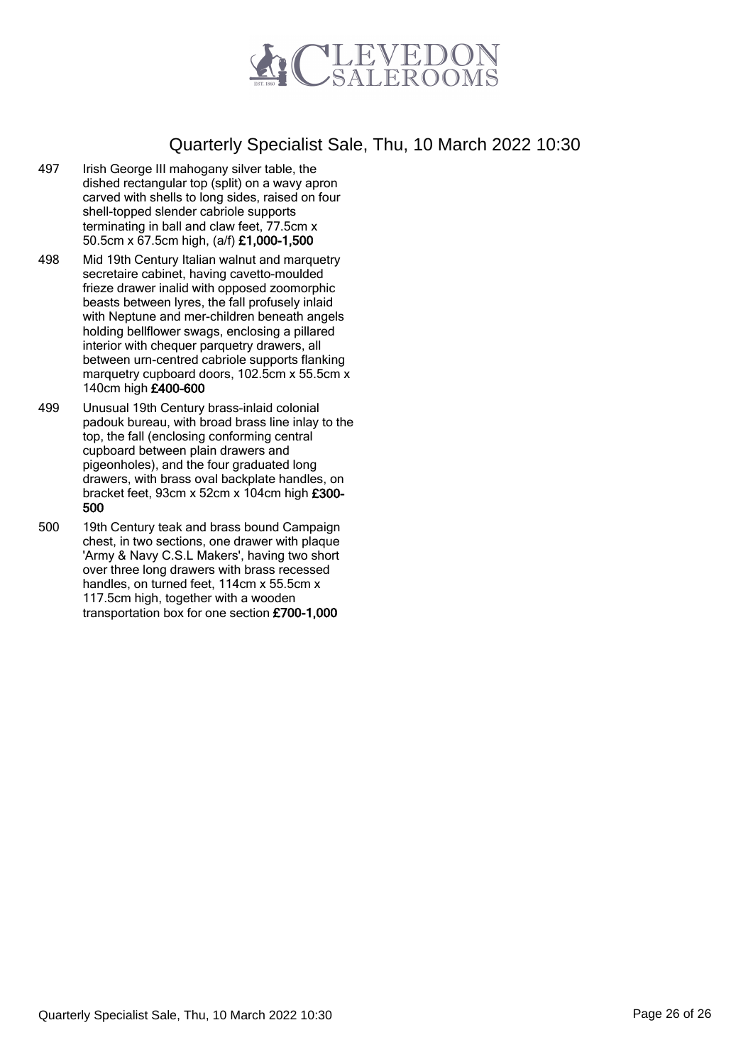# Quarterly Specialist Sale, Thu, 10 March 2022 10:30

497 Irish George III mahogany silver table, the dished rectangular top (split) on a wavy apron carved with shells to long sides, raised on four shell-topped slender cabriole supports terminating in ball and claw feet, 77.5cm x 50.5cm x 67.5cm high, (a/f) **£1,000-1,500**

498 Mid 19th Century Italian walnut and marquetry secretaire cabinet, having cavetto-moulded frieze drawer inalid with opposed zoomorphic beasts between lyres, the fall profusely inlaid with Neptune and mer-children beneath angels holding bellflower swags, enclosing a pillared interior with chequer parquetry drawers, all between urn-centred cabriole supports flanking marquetry cupboard doors, 102.5cm x 55.5cm x 140cm high **£400-600**

499 Unusual 19th Century brass-inlaid colonial padouk bureau, with broad brass line inlay to the top, the fall (enclosing conforming central cupboard between plain drawers and pigeonholes), and the four graduated long drawers, with brass oval backplate handles, on bracket feet, 93cm x 52cm x 104cm high **£300-500**

500 19th Century teak and brass bound Campaign chest, in two sections, one drawer with plaque 'Army & Navy C.S.L Makers', having two short over three long drawers with brass recessed handles, on turned feet, 114cm x 55.5cm x 117.5cm high, together with a wooden transportation box for one section **£700-1,000**